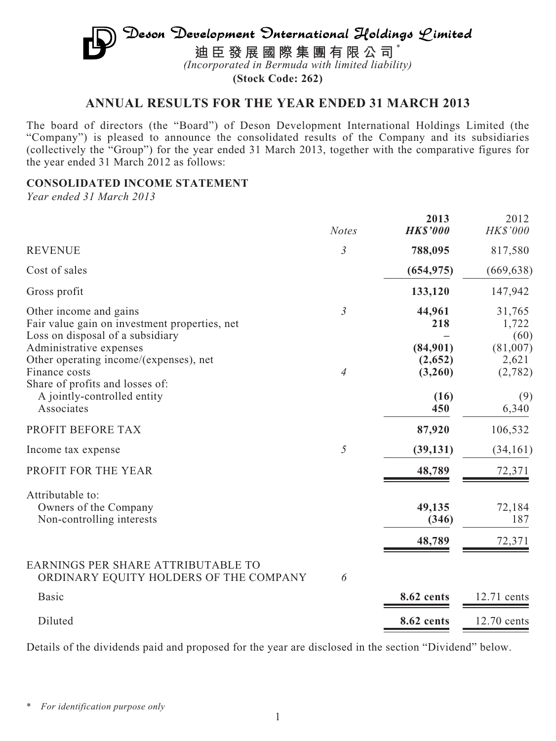# Deson Development International Holdings Limited

**迪臣發展國際集團有限公司**\*

*(Incorporated in Bermuda with limited liability)*

**(Stock Code: 262)**

## ANNUAL RESULTS FOR THE YEAR ENDED 31 MARCH 2013

The board of directors (the "Board") of Deson Development International Holdings Limited (the "Company") is pleased to announce the consolidated results of the Company and its subsidiaries (collectively the "Group") for the year ended 31 March 2013, together with the comparative figures for the year ended 31 March 2012 as follows:

### CONSOLIDATED INCOME STATEMENT

*Year ended 31 March 2013*

| | *Notes* | **2013** **HK$'000** | 2012 HK$'000 |
|---|---|---|---|
| REVENUE | *3* | **788,095** | 817,580 |
| Cost of sales | | **(654,975)** | (669,638) |
| Gross profit | | **133,120** | 147,942 |
| Other income and gains | *3* | **44,961** | 31,765 |
| Fair value gain on investment properties, net | | **218** | 1,722 |
| Loss on disposal of a subsidiary | | **–** | (60) |
| Administrative expenses | | **(84,901)** | (81,007) |
| Other operating income/(expenses), net | | **(2,652)** | 2,621 |
| Finance costs | *4* | **(3,260)** | (2,782) |
| Share of profits and losses of: | | | |
| A jointly-controlled entity | | **(16)** | (9) |
| Associates | | **450** | 6,340 |
| PROFIT BEFORE TAX | | **87,920** | 106,532 |
| Income tax expense | *5* | **(39,131)** | (34,161) |
| PROFIT FOR THE YEAR | | **48,789** | 72,371 |
| Attributable to: | | | |
| Owners of the Company | | **49,135** | 72,184 |
| Non-controlling interests | | **(346)** | 187 |
| | | **48,789** | 72,371 |
| EARNINGS PER SHARE ATTRIBUTABLE TO ORDINARY EQUITY HOLDERS OF THE COMPANY | *6* | | |
| Basic | | **8.62 cents** | 12.71 cents |
| Diluted | | **8.62 cents** | 12.70 cents |

Details of the dividends paid and proposed for the year are disclosed in the section "Dividend" below.

\* *For identification purpose only*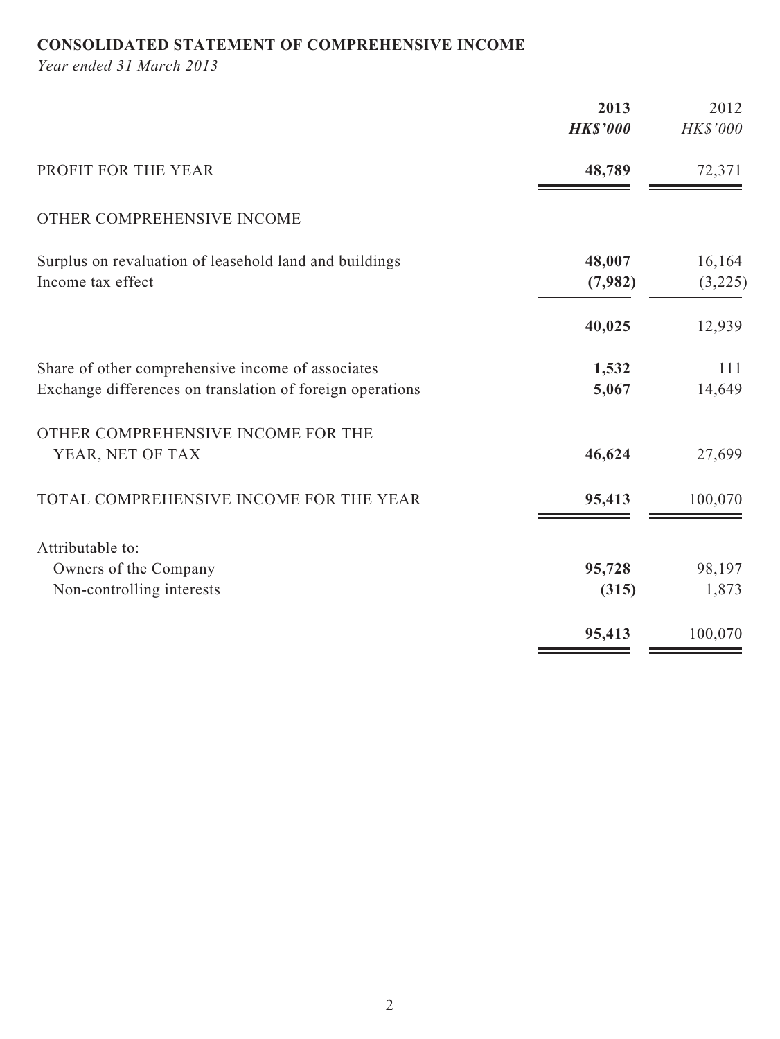**CONSOLIDATED STATEMENT OF COMPREHENSIVE INCOME**

*Year ended 31 March 2013*

| | **2013** | 2012 |
|---|---|---|
| | ***HK$'000*** | *HK$'000* |
| PROFIT FOR THE YEAR | **48,789** | 72,371 |
| OTHER COMPREHENSIVE INCOME | | |
| Surplus on revaluation of leasehold land and buildings | **48,007** | 16,164 |
| Income tax effect | **(7,982)** | (3,225) |
| | **40,025** | 12,939 |
| Share of other comprehensive income of associates | **1,532** | 111 |
| Exchange differences on translation of foreign operations | **5,067** | 14,649 |
| OTHER COMPREHENSIVE INCOME FOR THE YEAR, NET OF TAX | **46,624** | 27,699 |
| TOTAL COMPREHENSIVE INCOME FOR THE YEAR | **95,413** | 100,070 |
| Attributable to: | | |
| Owners of the Company | **95,728** | 98,197 |
| Non-controlling interests | **(315)** | 1,873 |
| | **95,413** | 100,070 |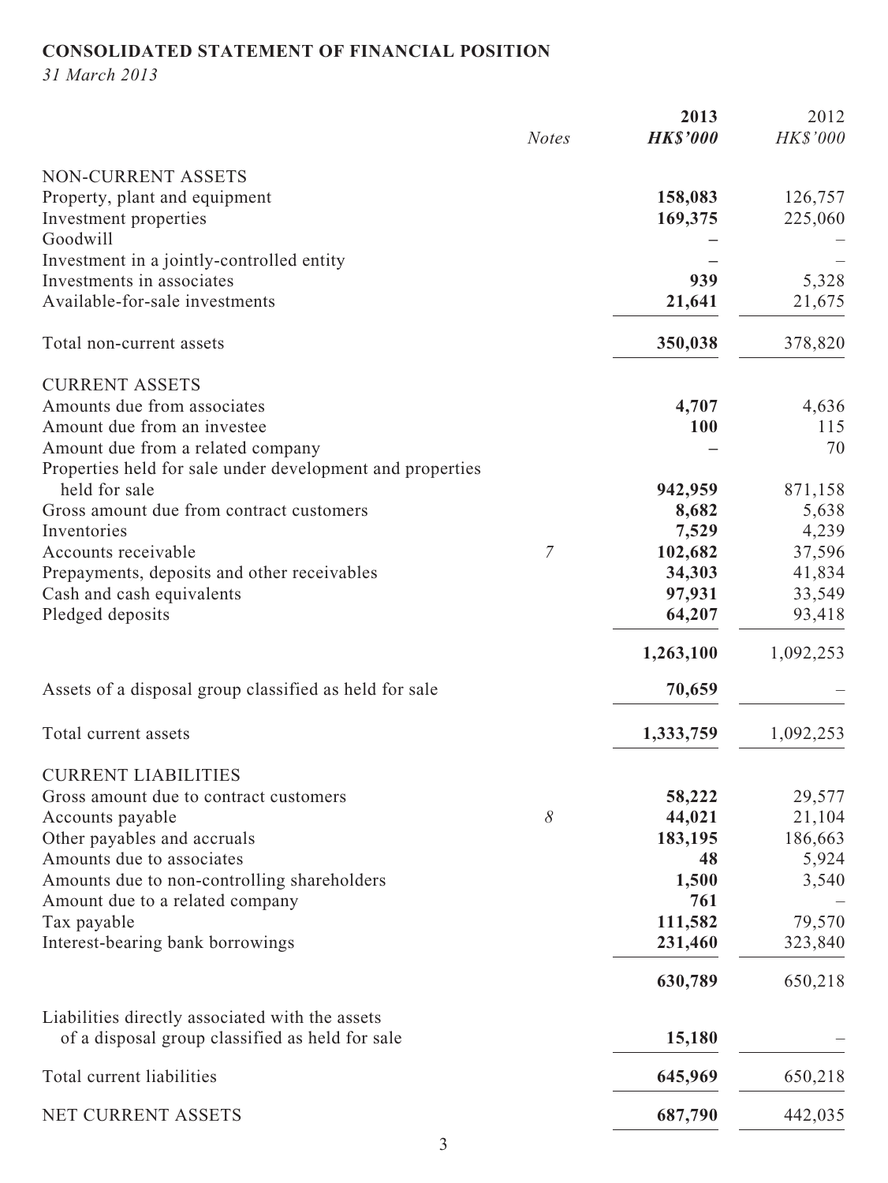**CONSOLIDATED STATEMENT OF FINANCIAL POSITION**

*31 March 2013*

| | *Notes* | **2013** **HK$'000** | 2012 HK$'000 |
|---|---|---|---|
| NON-CURRENT ASSETS | | | |
| Property, plant and equipment | | **158,083** | 126,757 |
| Investment properties | | **169,375** | 225,060 |
| Goodwill | | **–** | – |
| Investment in a jointly-controlled entity | | **–** | – |
| Investments in associates | | **939** | 5,328 |
| Available-for-sale investments | | **21,641** | 21,675 |
| Total non-current assets | | **350,038** | 378,820 |
| CURRENT ASSETS | | | |
| Amounts due from associates | | **4,707** | 4,636 |
| Amount due from an investee | | **100** | 115 |
| Amount due from a related company | | **–** | 70 |
| Properties held for sale under development and properties held for sale | | **942,959** | 871,158 |
| Gross amount due from contract customers | | **8,682** | 5,638 |
| Inventories | | **7,529** | 4,239 |
| Accounts receivable | 7 | **102,682** | 37,596 |
| Prepayments, deposits and other receivables | | **34,303** | 41,834 |
| Cash and cash equivalents | | **97,931** | 33,549 |
| Pledged deposits | | **64,207** | 93,418 |
| | | **1,263,100** | 1,092,253 |
| Assets of a disposal group classified as held for sale | | **70,659** | – |
| Total current assets | | **1,333,759** | 1,092,253 |
| CURRENT LIABILITIES | | | |
| Gross amount due to contract customers | | **58,222** | 29,577 |
| Accounts payable | 8 | **44,021** | 21,104 |
| Other payables and accruals | | **183,195** | 186,663 |
| Amounts due to associates | | **48** | 5,924 |
| Amounts due to non-controlling shareholders | | **1,500** | 3,540 |
| Amount due to a related company | | **761** | – |
| Tax payable | | **111,582** | 79,570 |
| Interest-bearing bank borrowings | | **231,460** | 323,840 |
| | | **630,789** | 650,218 |
| Liabilities directly associated with the assets of a disposal group classified as held for sale | | **15,180** | – |
| Total current liabilities | | **645,969** | 650,218 |
| NET CURRENT ASSETS | | **687,790** | 442,035 |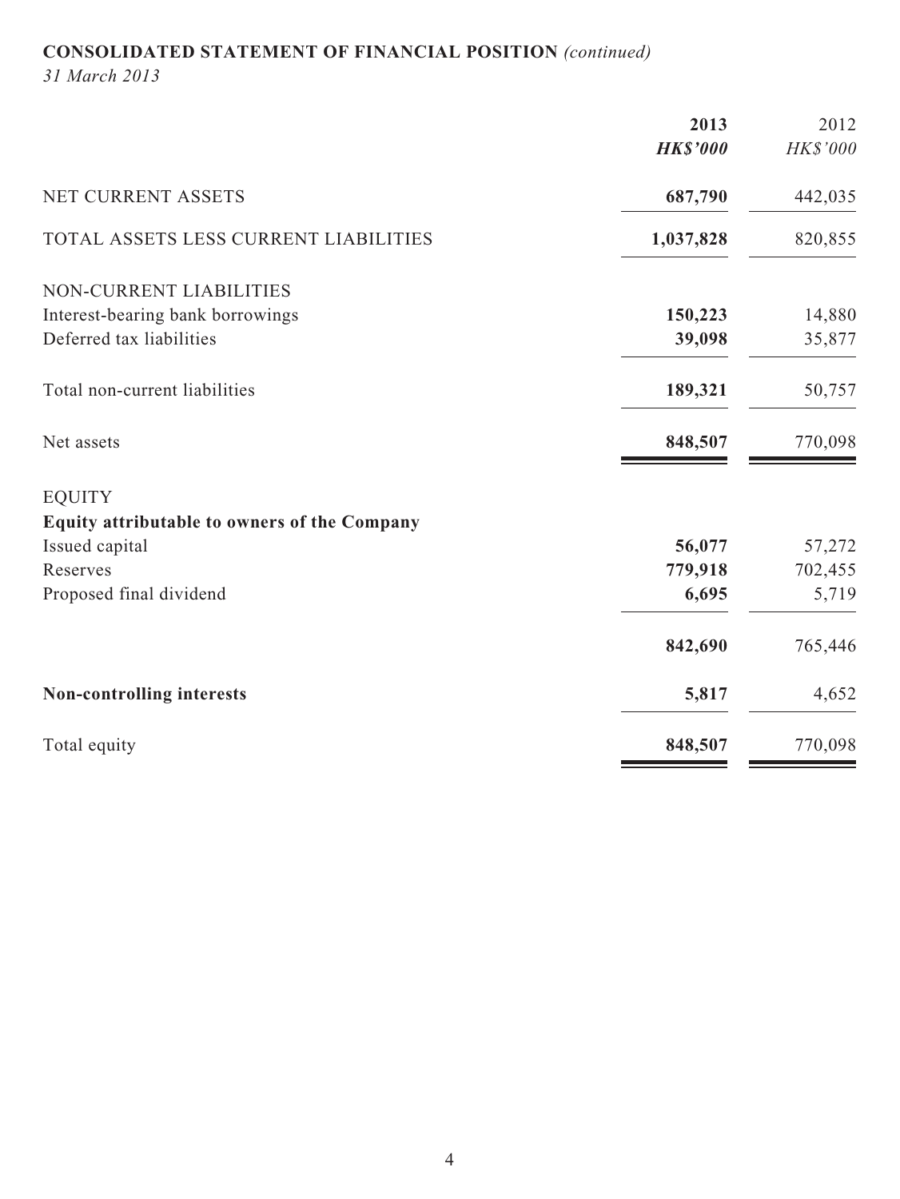## CONSOLIDATED STATEMENT OF FINANCIAL POSITION *(continued)*

*31 March 2013*

| | 2013 | 2012 |
|---|---|---|
| | ***HK$'000*** | *HK$'000* |
| NET CURRENT ASSETS | **687,790** | 442,035 |
| TOTAL ASSETS LESS CURRENT LIABILITIES | **1,037,828** | 820,855 |
| NON-CURRENT LIABILITIES | | |
| Interest-bearing bank borrowings | **150,223** | 14,880 |
| Deferred tax liabilities | **39,098** | 35,877 |
| Total non-current liabilities | **189,321** | 50,757 |
| Net assets | **848,507** | 770,098 |
| EQUITY | | |
| **Equity attributable to owners of the Company** | | |
| Issued capital | **56,077** | 57,272 |
| Reserves | **779,918** | 702,455 |
| Proposed final dividend | **6,695** | 5,719 |
| | **842,690** | 765,446 |
| **Non-controlling interests** | **5,817** | 4,652 |
| Total equity | **848,507** | 770,098 |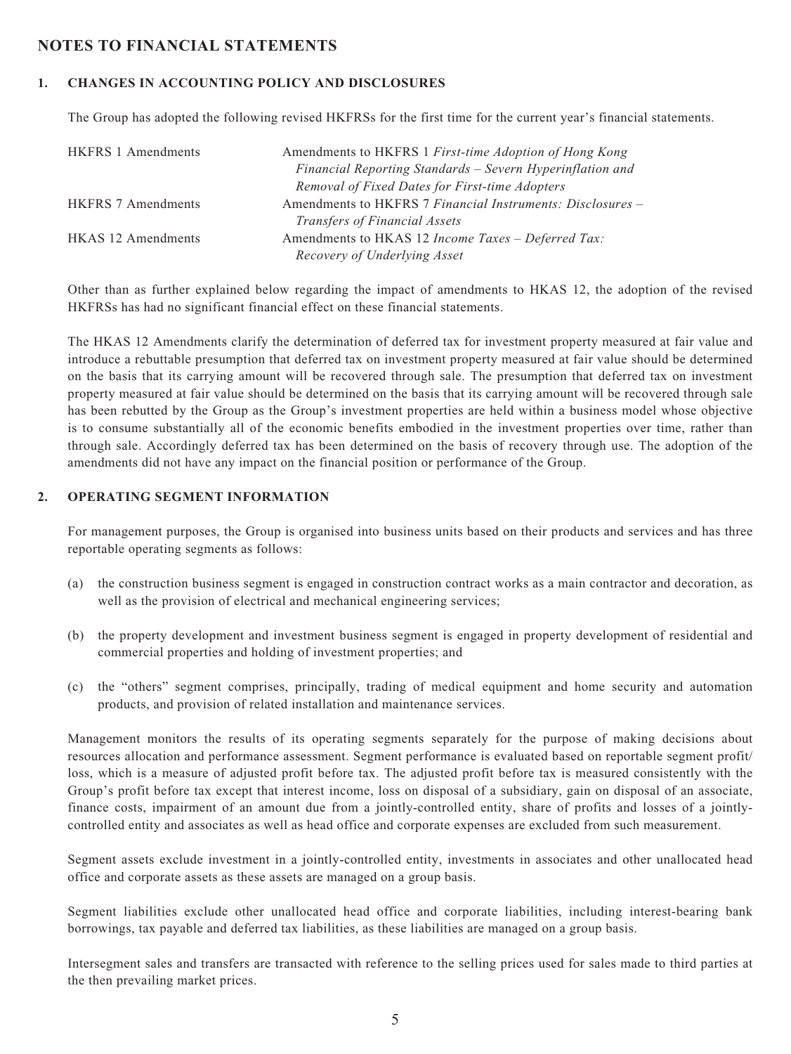## NOTES TO FINANCIAL STATEMENTS

### 1. CHANGES IN ACCOUNTING POLICY AND DISCLOSURES

The Group has adopted the following revised HKFRSs for the first time for the current year's financial statements.

| | |
|---|---|
| HKFRS 1 Amendments | Amendments to HKFRS 1 *First-time Adoption of Hong Kong Financial Reporting Standards – Severn Hyperinflation and Removal of Fixed Dates for First-time Adopters* |
| HKFRS 7 Amendments | Amendments to HKFRS 7 *Financial Instruments: Disclosures – Transfers of Financial Assets* |
| HKAS 12 Amendments | Amendments to HKAS 12 *Income Taxes – Deferred Tax: Recovery of Underlying Asset* |

Other than as further explained below regarding the impact of amendments to HKAS 12, the adoption of the revised HKFRSs has had no significant financial effect on these financial statements.

The HKAS 12 Amendments clarify the determination of deferred tax for investment property measured at fair value and introduce a rebuttable presumption that deferred tax on investment property measured at fair value should be determined on the basis that its carrying amount will be recovered through sale. The presumption that deferred tax on investment property measured at fair value should be determined on the basis that its carrying amount will be recovered through sale has been rebutted by the Group as the Group's investment properties are held within a business model whose objective is to consume substantially all of the economic benefits embodied in the investment properties over time, rather than through sale. Accordingly deferred tax has been determined on the basis of recovery through use. The adoption of the amendments did not have any impact on the financial position or performance of the Group.

### 2. OPERATING SEGMENT INFORMATION

For management purposes, the Group is organised into business units based on their products and services and has three reportable operating segments as follows:

(a) the construction business segment is engaged in construction contract works as a main contractor and decoration, as well as the provision of electrical and mechanical engineering services;

(b) the property development and investment business segment is engaged in property development of residential and commercial properties and holding of investment properties; and

(c) the "others" segment comprises, principally, trading of medical equipment and home security and automation products, and provision of related installation and maintenance services.

Management monitors the results of its operating segments separately for the purpose of making decisions about resources allocation and performance assessment. Segment performance is evaluated based on reportable segment profit/loss, which is a measure of adjusted profit before tax. The adjusted profit before tax is measured consistently with the Group's profit before tax except that interest income, loss on disposal of a subsidiary, gain on disposal of an associate, finance costs, impairment of an amount due from a jointly-controlled entity, share of profits and losses of a jointly-controlled entity and associates as well as head office and corporate expenses are excluded from such measurement.

Segment assets exclude investment in a jointly-controlled entity, investments in associates and other unallocated head office and corporate assets as these assets are managed on a group basis.

Segment liabilities exclude other unallocated head office and corporate liabilities, including interest-bearing bank borrowings, tax payable and deferred tax liabilities, as these liabilities are managed on a group basis.

Intersegment sales and transfers are transacted with reference to the selling prices used for sales made to third parties at the then prevailing market prices.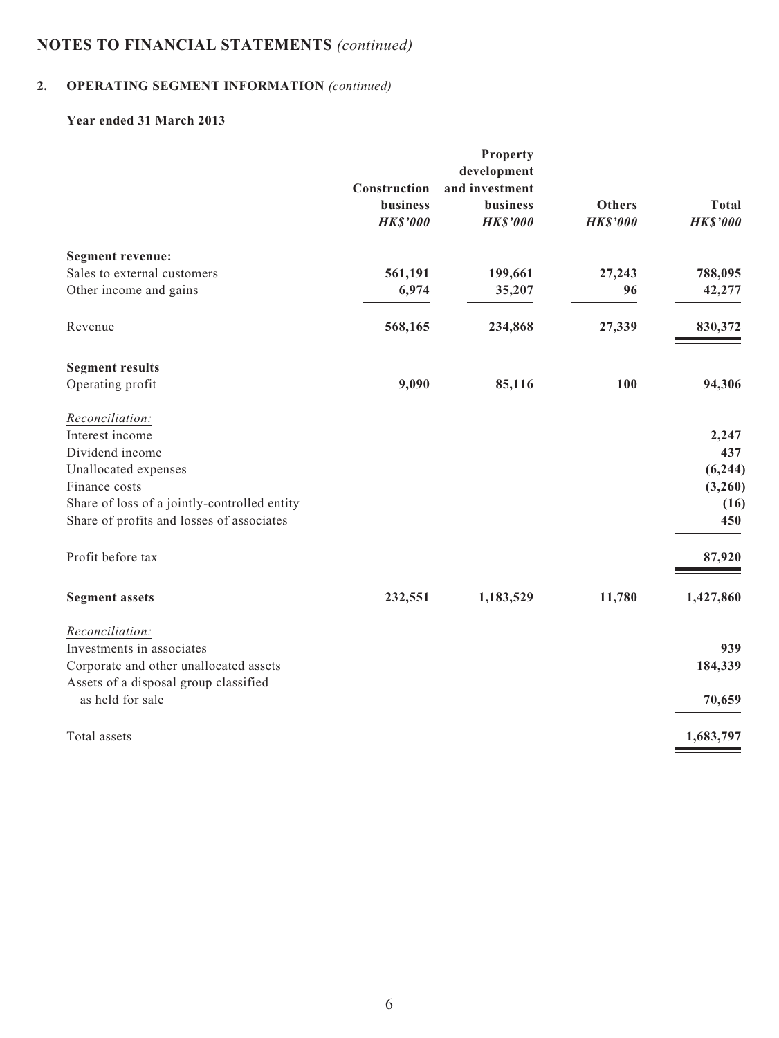# NOTES TO FINANCIAL STATEMENTS *(continued)*

## 2. OPERATING SEGMENT INFORMATION *(continued)*

### Year ended 31 March 2013

| | Construction business *HK$'000* | Property development and investment business *HK$'000* | Others *HK$'000* | Total *HK$'000* |
|---|---|---|---|---|
| **Segment revenue:** | | | | |
| Sales to external customers | **561,191** | **199,661** | **27,243** | **788,095** |
| Other income and gains | **6,974** | **35,207** | **96** | **42,277** |
| Revenue | **568,165** | **234,868** | **27,339** | **830,372** |
| **Segment results** | | | | |
| Operating profit | **9,090** | **85,116** | **100** | **94,306** |
| *Reconciliation:* | | | | |
| Interest income | | | | **2,247** |
| Dividend income | | | | **437** |
| Unallocated expenses | | | | **(6,244)** |
| Finance costs | | | | **(3,260)** |
| Share of loss of a jointly-controlled entity | | | | **(16)** |
| Share of profits and losses of associates | | | | **450** |
| Profit before tax | | | | **87,920** |
| **Segment assets** | **232,551** | **1,183,529** | **11,780** | **1,427,860** |
| *Reconciliation:* | | | | |
| Investments in associates | | | | **939** |
| Corporate and other unallocated assets | | | | **184,339** |
| Assets of a disposal group classified as held for sale | | | | **70,659** |
| Total assets | | | | **1,683,797** |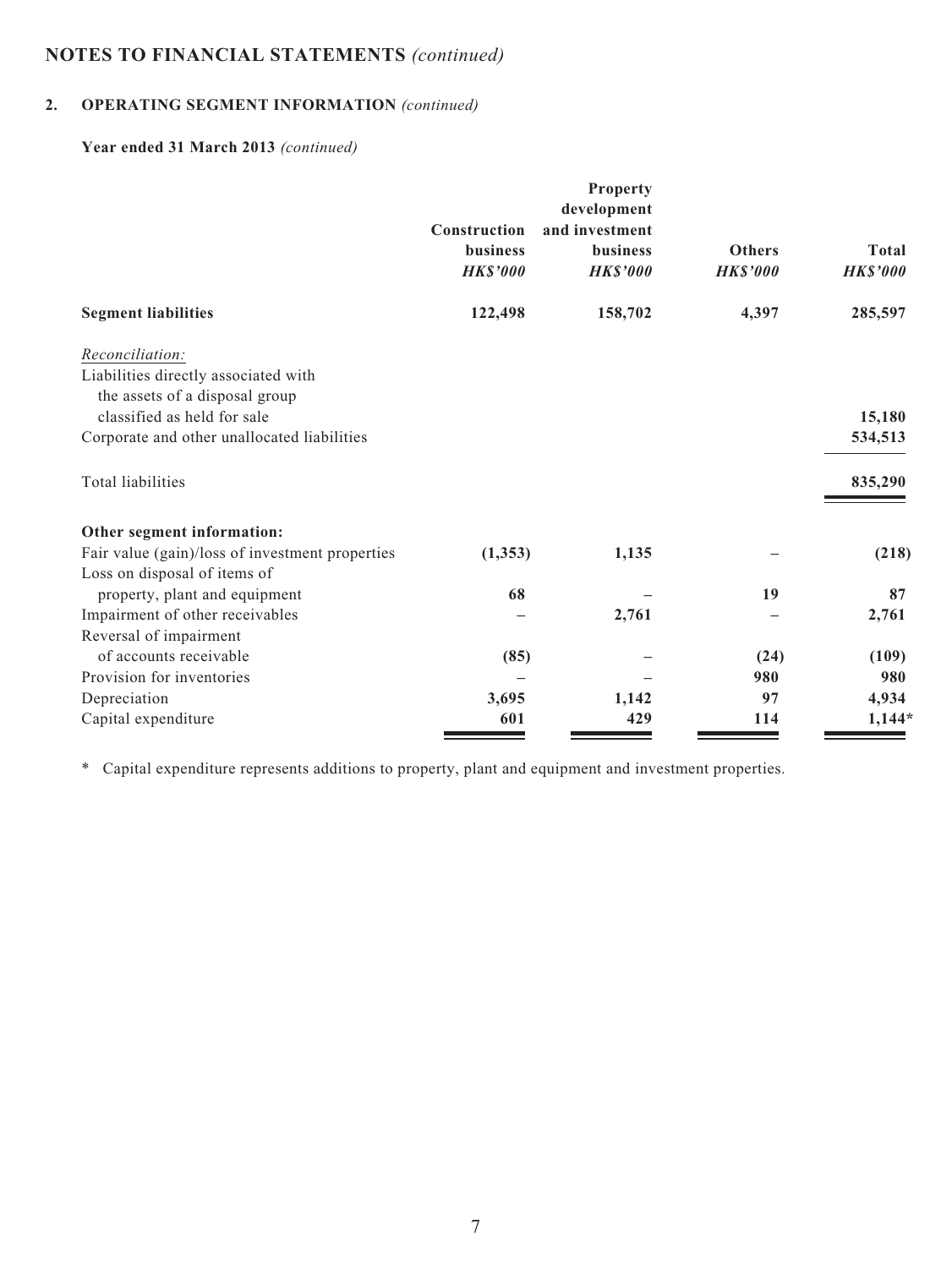## NOTES TO FINANCIAL STATEMENTS *(continued)*

### 2. OPERATING SEGMENT INFORMATION *(continued)*

**Year ended 31 March 2013** *(continued)*

| | Construction business *HK$'000* | Property development and investment business *HK$'000* | Others *HK$'000* | Total *HK$'000* |
|---|---|---|---|---|
| **Segment liabilities** | **122,498** | **158,702** | **4,397** | **285,597** |
| *Reconciliation:* | | | | |
| Liabilities directly associated with the assets of a disposal group classified as held for sale | | | | 15,180 |
| Corporate and other unallocated liabilities | | | | 534,513 |
| Total liabilities | | | | **835,290** |
| **Other segment information:** | | | | |
| Fair value (gain)/loss of investment properties | **(1,353)** | **1,135** | **–** | **(218)** |
| Loss on disposal of items of property, plant and equipment | **68** | **–** | **19** | **87** |
| Impairment of other receivables | **–** | **2,761** | **–** | **2,761** |
| Reversal of impairment of accounts receivable | **(85)** | **–** | **(24)** | **(109)** |
| Provision for inventories | **–** | **–** | **980** | **980** |
| Depreciation | **3,695** | **1,142** | **97** | **4,934** |
| Capital expenditure | **601** | **429** | **114** | **1,144*** |

\* Capital expenditure represents additions to property, plant and equipment and investment properties.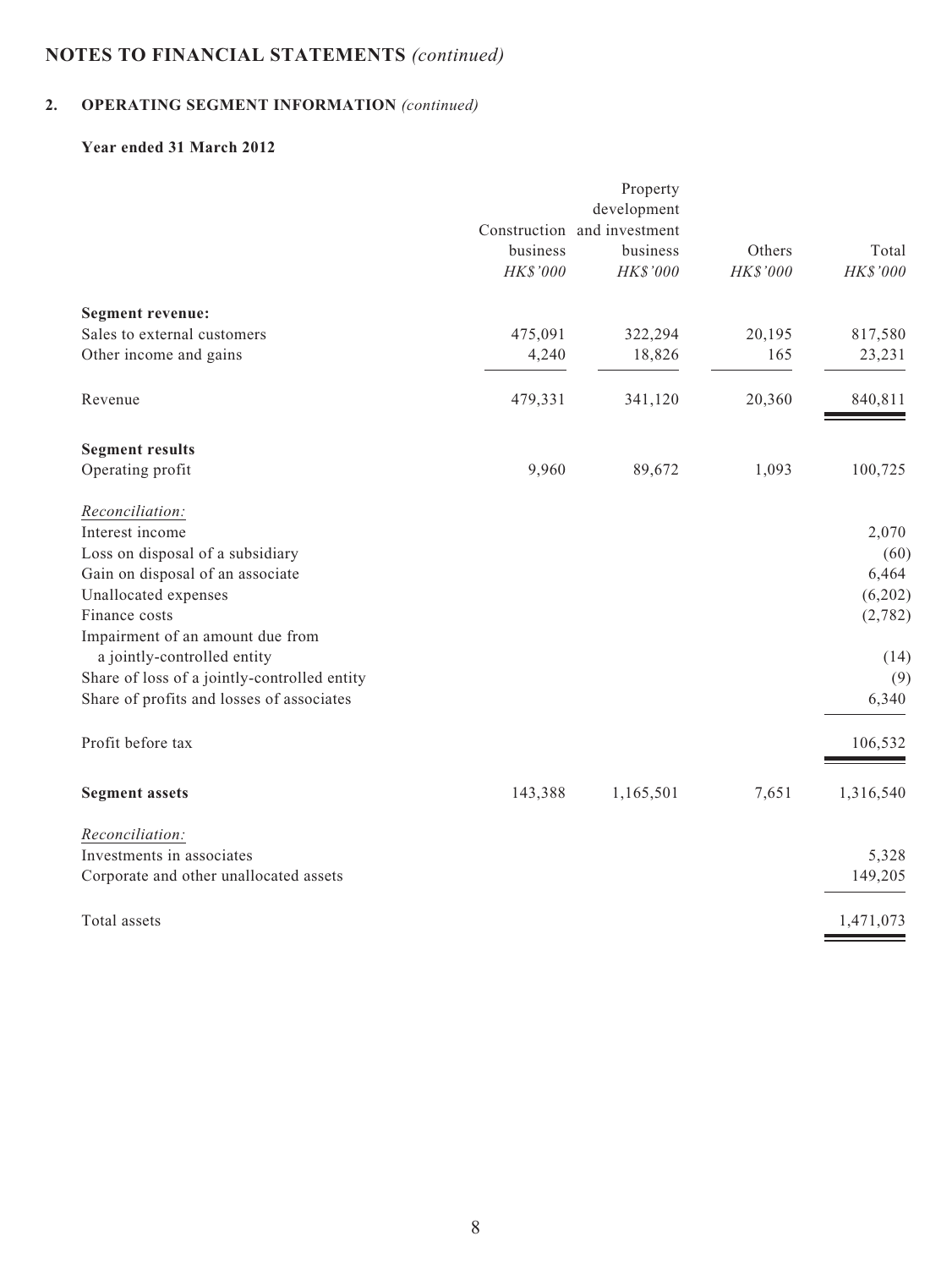# NOTES TO FINANCIAL STATEMENTS *(continued)*

## 2. OPERATING SEGMENT INFORMATION *(continued)*

### Year ended 31 March 2012

| | Construction business *HK$'000* | Property development and investment business *HK$'000* | Others *HK$'000* | Total *HK$'000* |
|---|---|---|---|---|
| **Segment revenue:** | | | | |
| Sales to external customers | 475,091 | 322,294 | 20,195 | 817,580 |
| Other income and gains | 4,240 | 18,826 | 165 | 23,231 |
| Revenue | 479,331 | 341,120 | 20,360 | 840,811 |
| **Segment results** | | | | |
| Operating profit | 9,960 | 89,672 | 1,093 | 100,725 |
| *Reconciliation:* | | | | |
| Interest income | | | | 2,070 |
| Loss on disposal of a subsidiary | | | | (60) |
| Gain on disposal of an associate | | | | 6,464 |
| Unallocated expenses | | | | (6,202) |
| Finance costs | | | | (2,782) |
| Impairment of an amount due from a jointly-controlled entity | | | | (14) |
| Share of loss of a jointly-controlled entity | | | | (9) |
| Share of profits and losses of associates | | | | 6,340 |
| Profit before tax | | | | 106,532 |
| **Segment assets** | 143,388 | 1,165,501 | 7,651 | 1,316,540 |
| *Reconciliation:* | | | | |
| Investments in associates | | | | 5,328 |
| Corporate and other unallocated assets | | | | 149,205 |
| Total assets | | | | 1,471,073 |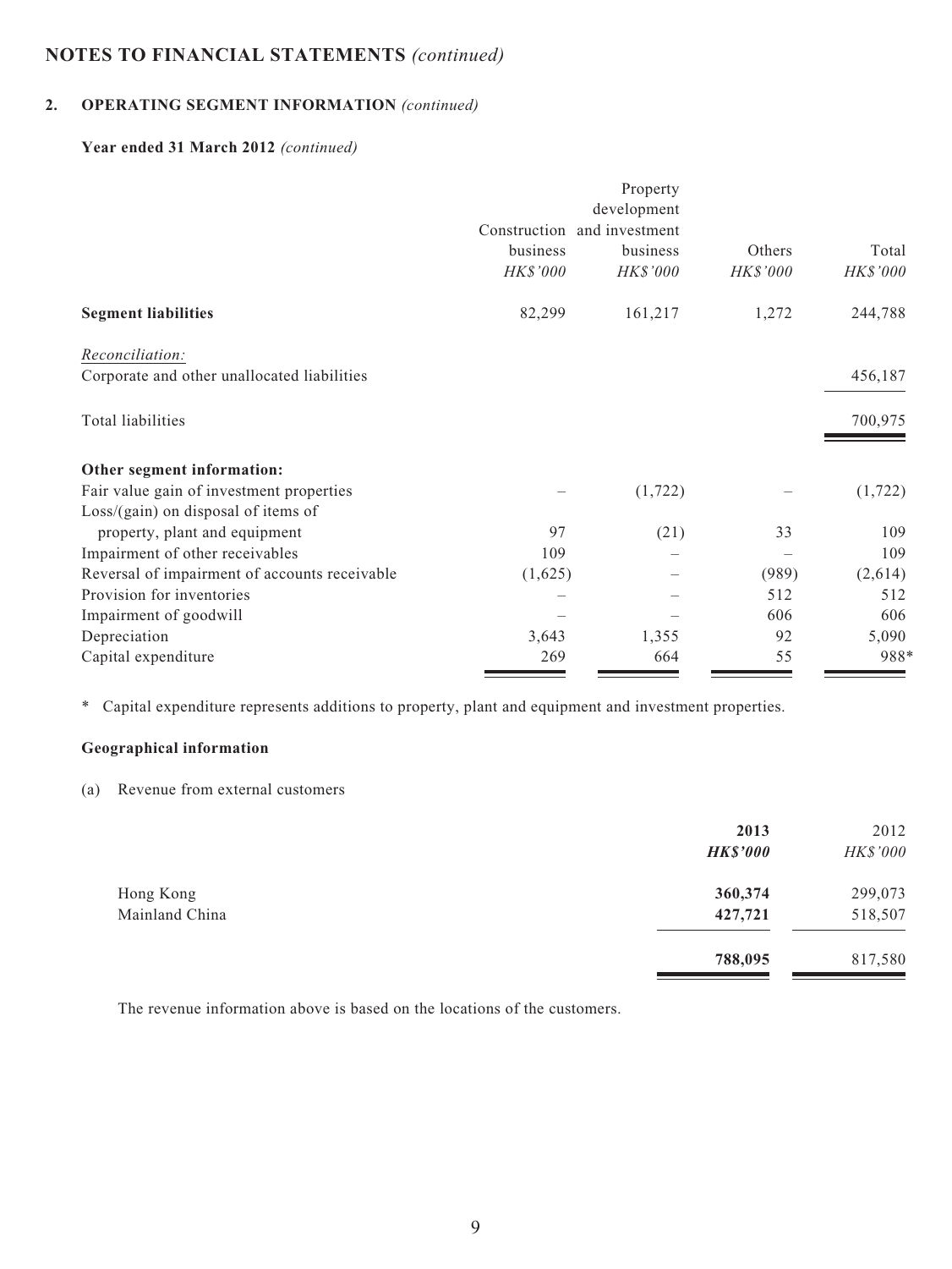## NOTES TO FINANCIAL STATEMENTS *(continued)*

### 2. OPERATING SEGMENT INFORMATION *(continued)*

**Year ended 31 March 2012** *(continued)*

| | Construction business | Property development and investment business | Others | Total |
|---|---|---|---|---|
| | *HK$'000* | *HK$'000* | *HK$'000* | *HK$'000* |
| **Segment liabilities** | 82,299 | 161,217 | 1,272 | 244,788 |
| *Reconciliation:* | | | | |
| Corporate and other unallocated liabilities | | | | 456,187 |
| Total liabilities | | | | 700,975 |
| **Other segment information:** | | | | |
| Fair value gain of investment properties | – | (1,722) | – | (1,722) |
| Loss/(gain) on disposal of items of property, plant and equipment | 97 | (21) | 33 | 109 |
| Impairment of other receivables | 109 | – | – | 109 |
| Reversal of impairment of accounts receivable | (1,625) | – | (989) | (2,614) |
| Provision for inventories | – | – | 512 | 512 |
| Impairment of goodwill | – | – | 606 | 606 |
| Depreciation | 3,643 | 1,355 | 92 | 5,090 |
| Capital expenditure | 269 | 664 | 55 | 988* |

\* Capital expenditure represents additions to property, plant and equipment and investment properties.

**Geographical information**

(a) Revenue from external customers

| | 2013 | 2012 |
|---|---|---|
| | ***HK$'000*** | *HK$'000* |
| Hong Kong | **360,374** | 299,073 |
| Mainland China | **427,721** | 518,507 |
| | **788,095** | 817,580 |

The revenue information above is based on the locations of the customers.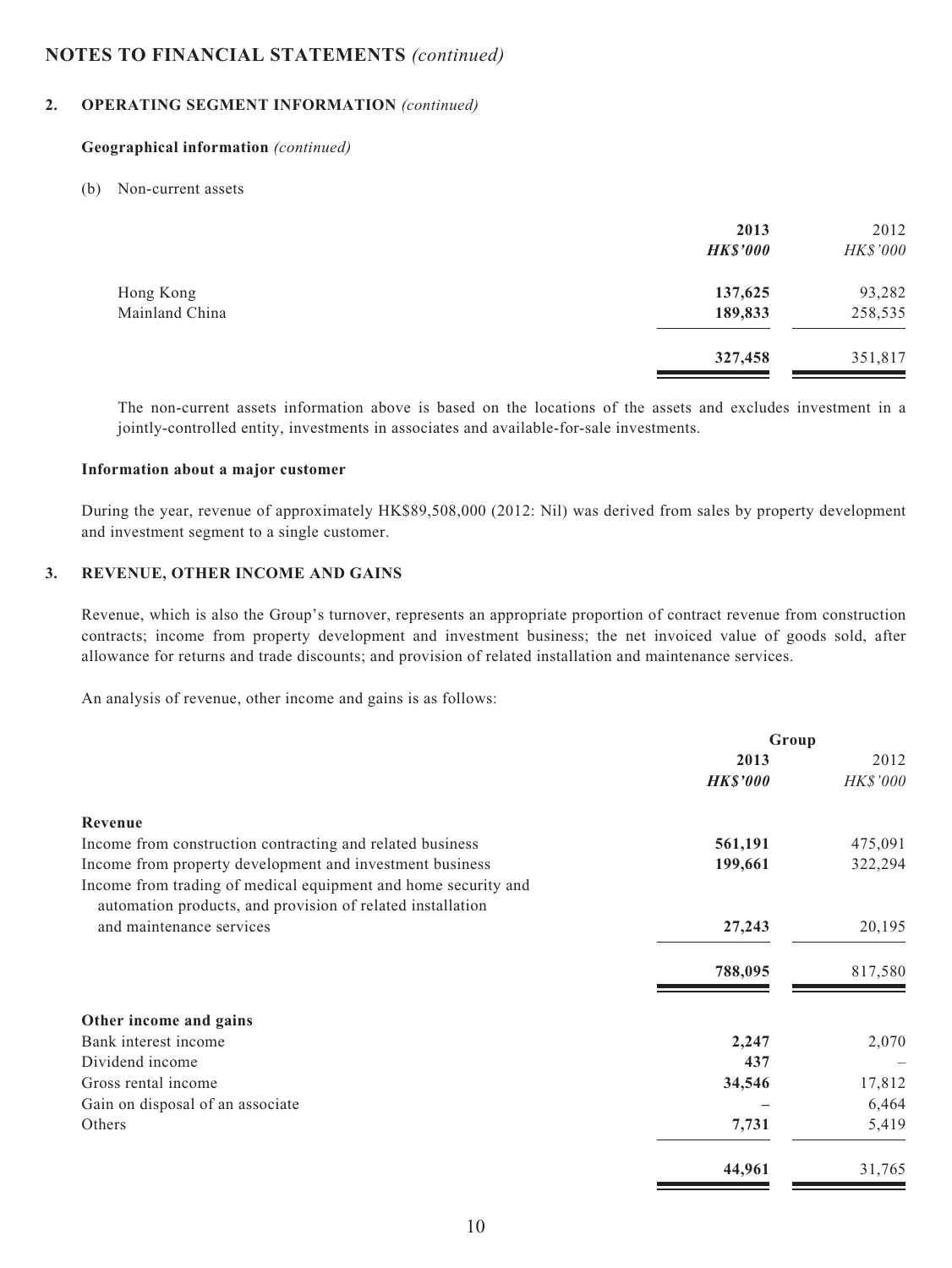## NOTES TO FINANCIAL STATEMENTS *(continued)*

### 2. OPERATING SEGMENT INFORMATION *(continued)*

**Geographical information** *(continued)*

(b) Non-current assets

| | 2013 | 2012 |
|---|---|---|
| | *HK$'000* | *HK$'000* |
| Hong Kong | 137,625 | 93,282 |
| Mainland China | 189,833 | 258,535 |
| | 327,458 | 351,817 |

The non-current assets information above is based on the locations of the assets and excludes investment in a jointly-controlled entity, investments in associates and available-for-sale investments.

**Information about a major customer**

During the year, revenue of approximately HK$89,508,000 (2012: Nil) was derived from sales by property development and investment segment to a single customer.

### 3. REVENUE, OTHER INCOME AND GAINS

Revenue, which is also the Group's turnover, represents an appropriate proportion of contract revenue from construction contracts; income from property development and investment business; the net invoiced value of goods sold, after allowance for returns and trade discounts; and provision of related installation and maintenance services.

An analysis of revenue, other income and gains is as follows:

| | Group | |
|---|---|---|
| | 2013 | 2012 |
| | *HK$'000* | *HK$'000* |
| **Revenue** | | |
| Income from construction contracting and related business | 561,191 | 475,091 |
| Income from property development and investment business | 199,661 | 322,294 |
| Income from trading of medical equipment and home security and automation products, and provision of related installation and maintenance services | 27,243 | 20,195 |
| | 788,095 | 817,580 |
| **Other income and gains** | | |
| Bank interest income | 2,247 | 2,070 |
| Dividend income | 437 | – |
| Gross rental income | 34,546 | 17,812 |
| Gain on disposal of an associate | – | 6,464 |
| Others | 7,731 | 5,419 |
| | 44,961 | 31,765 |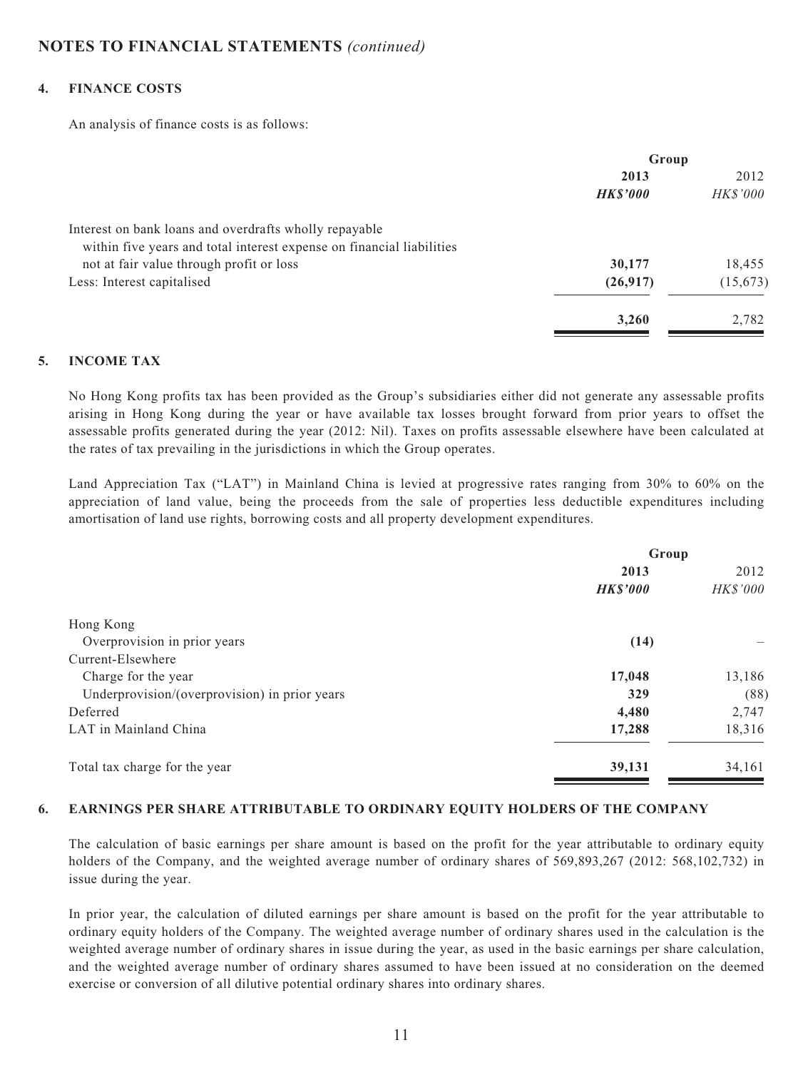## NOTES TO FINANCIAL STATEMENTS *(continued)*

### 4. FINANCE COSTS

An analysis of finance costs is as follows:

| | Group | |
|---|---|---|
| | **2013** | 2012 |
| | ***HK$'000*** | *HK$'000* |
| Interest on bank loans and overdrafts wholly repayable within five years and total interest expense on financial liabilities not at fair value through profit or loss | **30,177** | 18,455 |
| Less: Interest capitalised | **(26,917)** | (15,673) |
| | **3,260** | 2,782 |

### 5. INCOME TAX

No Hong Kong profits tax has been provided as the Group's subsidiaries either did not generate any assessable profits arising in Hong Kong during the year or have available tax losses brought forward from prior years to offset the assessable profits generated during the year (2012: Nil). Taxes on profits assessable elsewhere have been calculated at the rates of tax prevailing in the jurisdictions in which the Group operates.

Land Appreciation Tax ("LAT") in Mainland China is levied at progressive rates ranging from 30% to 60% on the appreciation of land value, being the proceeds from the sale of properties less deductible expenditures including amortisation of land use rights, borrowing costs and all property development expenditures.

| | Group | |
|---|---|---|
| | **2013** | 2012 |
| | ***HK$'000*** | *HK$'000* |
| Hong Kong | | |
| Overprovision in prior years | **(14)** | – |
| Current-Elsewhere | | |
| Charge for the year | **17,048** | 13,186 |
| Underprovision/(overprovision) in prior years | **329** | (88) |
| Deferred | **4,480** | 2,747 |
| LAT in Mainland China | **17,288** | 18,316 |
| Total tax charge for the year | **39,131** | 34,161 |

### 6. EARNINGS PER SHARE ATTRIBUTABLE TO ORDINARY EQUITY HOLDERS OF THE COMPANY

The calculation of basic earnings per share amount is based on the profit for the year attributable to ordinary equity holders of the Company, and the weighted average number of ordinary shares of 569,893,267 (2012: 568,102,732) in issue during the year.

In prior year, the calculation of diluted earnings per share amount is based on the profit for the year attributable to ordinary equity holders of the Company. The weighted average number of ordinary shares used in the calculation is the weighted average number of ordinary shares in issue during the year, as used in the basic earnings per share calculation, and the weighted average number of ordinary shares assumed to have been issued at no consideration on the deemed exercise or conversion of all dilutive potential ordinary shares into ordinary shares.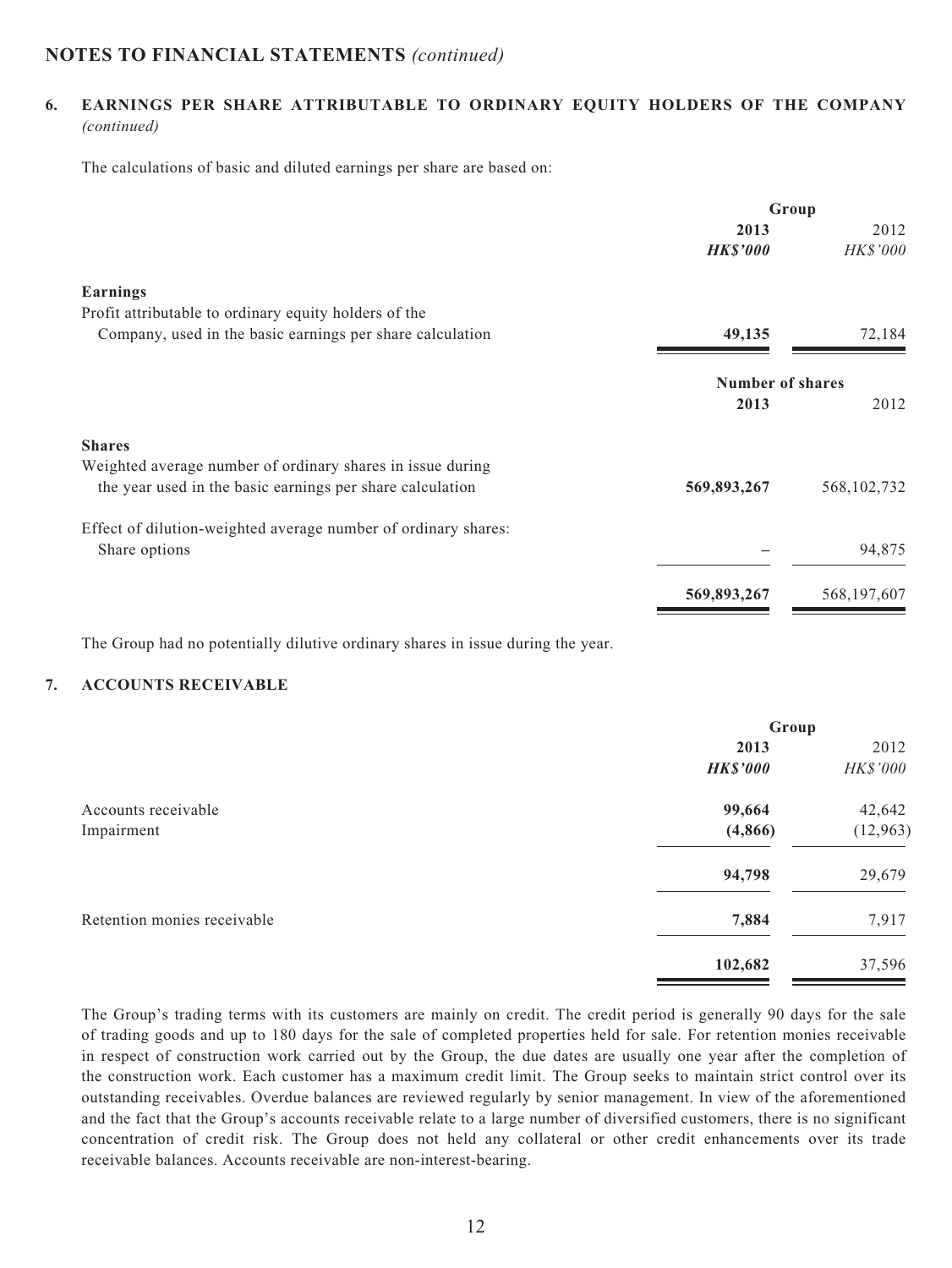## NOTES TO FINANCIAL STATEMENTS *(continued)*

### 6. EARNINGS PER SHARE ATTRIBUTABLE TO ORDINARY EQUITY HOLDERS OF THE COMPANY *(continued)*

The calculations of basic and diluted earnings per share are based on:

| | Group | |
|---|---|---|
| | **2013** | 2012 |
| | ***HK$'000*** | *HK$'000* |
| **Earnings** | | |
| Profit attributable to ordinary equity holders of the Company, used in the basic earnings per share calculation | **49,135** | 72,184 |

| | Number of shares | |
|---|---|---|
| | **2013** | 2012 |
| **Shares** | | |
| Weighted average number of ordinary shares in issue during the year used in the basic earnings per share calculation | **569,893,267** | 568,102,732 |
| Effect of dilution-weighted average number of ordinary shares: | | |
| Share options | – | 94,875 |
| | **569,893,267** | 568,197,607 |

The Group had no potentially dilutive ordinary shares in issue during the year.

### 7. ACCOUNTS RECEIVABLE

| | Group | |
|---|---|---|
| | **2013** | 2012 |
| | ***HK$'000*** | *HK$'000* |
| Accounts receivable | **99,664** | 42,642 |
| Impairment | **(4,866)** | (12,963) |
| | **94,798** | 29,679 |
| Retention monies receivable | **7,884** | 7,917 |
| | **102,682** | 37,596 |

The Group's trading terms with its customers are mainly on credit. The credit period is generally 90 days for the sale of trading goods and up to 180 days for the sale of completed properties held for sale. For retention monies receivable in respect of construction work carried out by the Group, the due dates are usually one year after the completion of the construction work. Each customer has a maximum credit limit. The Group seeks to maintain strict control over its outstanding receivables. Overdue balances are reviewed regularly by senior management. In view of the aforementioned and the fact that the Group's accounts receivable relate to a large number of diversified customers, there is no significant concentration of credit risk. The Group does not held any collateral or other credit enhancements over its trade receivable balances. Accounts receivable are non-interest-bearing.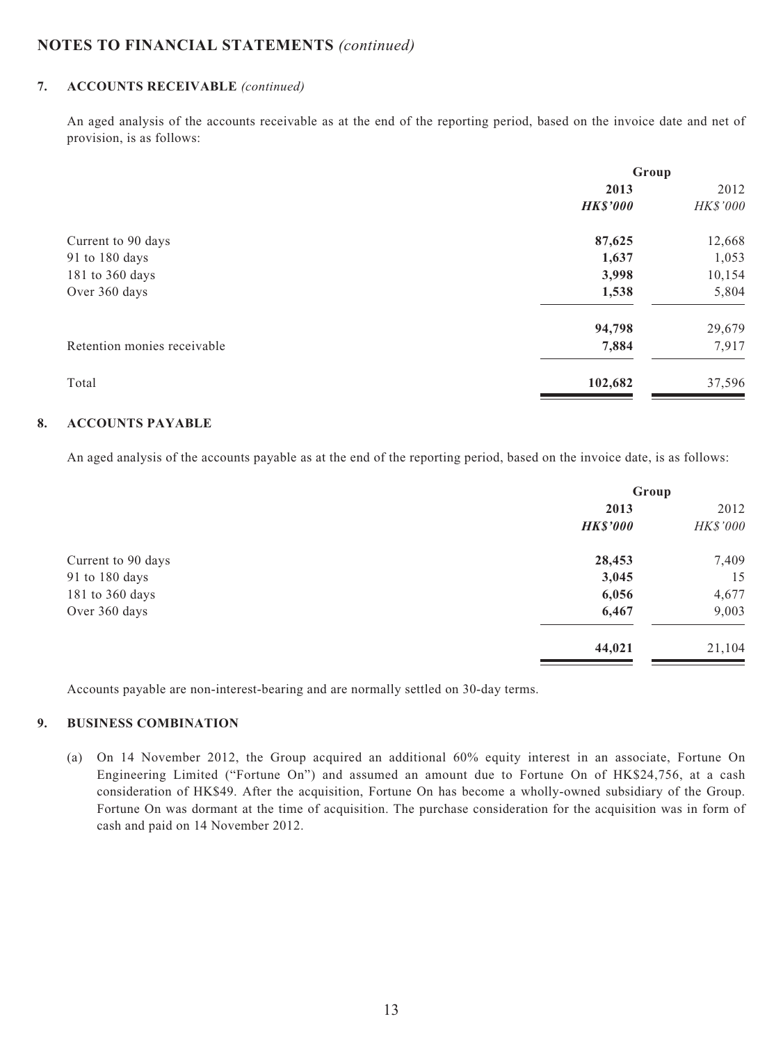## NOTES TO FINANCIAL STATEMENTS *(continued)*

### 7. ACCOUNTS RECEIVABLE *(continued)*

An aged analysis of the accounts receivable as at the end of the reporting period, based on the invoice date and net of provision, is as follows:

| | Group | |
|---|---|---|
| | **2013** | 2012 |
| | ***HK$'000*** | *HK$'000* |
| Current to 90 days | **87,625** | 12,668 |
| 91 to 180 days | **1,637** | 1,053 |
| 181 to 360 days | **3,998** | 10,154 |
| Over 360 days | **1,538** | 5,804 |
| | **94,798** | 29,679 |
| Retention monies receivable | **7,884** | 7,917 |
| Total | **102,682** | 37,596 |

### 8. ACCOUNTS PAYABLE

An aged analysis of the accounts payable as at the end of the reporting period, based on the invoice date, is as follows:

| | Group | |
|---|---|---|
| | **2013** | 2012 |
| | ***HK$'000*** | *HK$'000* |
| Current to 90 days | **28,453** | 7,409 |
| 91 to 180 days | **3,045** | 15 |
| 181 to 360 days | **6,056** | 4,677 |
| Over 360 days | **6,467** | 9,003 |
| | **44,021** | 21,104 |

Accounts payable are non-interest-bearing and are normally settled on 30-day terms.

### 9. BUSINESS COMBINATION

(a) On 14 November 2012, the Group acquired an additional 60% equity interest in an associate, Fortune On Engineering Limited ("Fortune On") and assumed an amount due to Fortune On of HK$24,756, at a cash consideration of HK$49. After the acquisition, Fortune On has become a wholly-owned subsidiary of the Group. Fortune On was dormant at the time of acquisition. The purchase consideration for the acquisition was in form of cash and paid on 14 November 2012.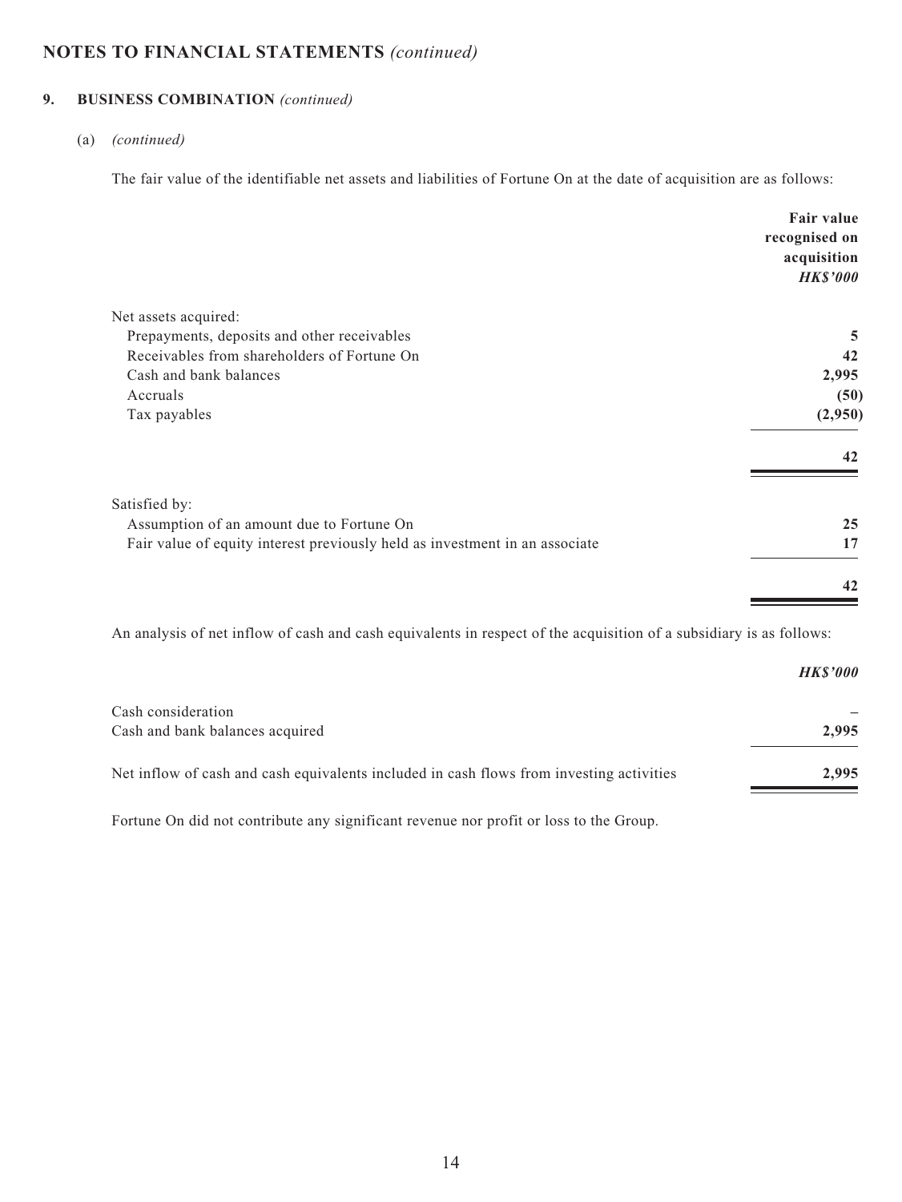# NOTES TO FINANCIAL STATEMENTS *(continued)*

## 9. BUSINESS COMBINATION *(continued)*

(a) *(continued)*

The fair value of the identifiable net assets and liabilities of Fortune On at the date of acquisition are as follows:

| | **Fair value recognised on acquisition** |
|---|---|
| | ***HK$'000*** |
| Net assets acquired: | |
| Prepayments, deposits and other receivables | **5** |
| Receivables from shareholders of Fortune On | **42** |
| Cash and bank balances | **2,995** |
| Accruals | **(50)** |
| Tax payables | **(2,950)** |
| | **42** |
| Satisfied by: | |
| Assumption of an amount due to Fortune On | **25** |
| Fair value of equity interest previously held as investment in an associate | **17** |
| | **42** |

An analysis of net inflow of cash and cash equivalents in respect of the acquisition of a subsidiary is as follows:

| | ***HK$'000*** |
|---|---|
| Cash consideration | **–** |
| Cash and bank balances acquired | **2,995** |
| Net inflow of cash and cash equivalents included in cash flows from investing activities | **2,995** |

Fortune On did not contribute any significant revenue nor profit or loss to the Group.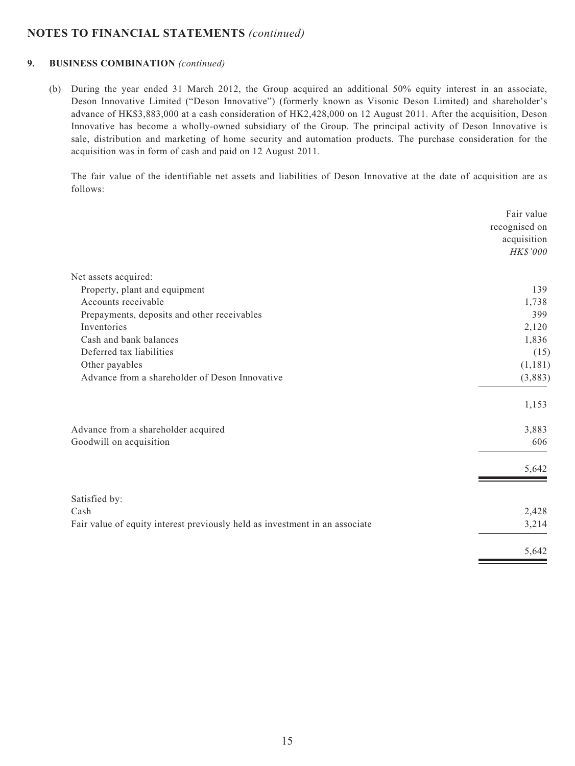## NOTES TO FINANCIAL STATEMENTS *(continued)*

### 9. BUSINESS COMBINATION *(continued)*

(b) During the year ended 31 March 2012, the Group acquired an additional 50% equity interest in an associate, Deson Innovative Limited ("Deson Innovative") (formerly known as Visonic Deson Limited) and shareholder's advance of HK$3,883,000 at a cash consideration of HK2,428,000 on 12 August 2011. After the acquisition, Deson Innovative has become a wholly-owned subsidiary of the Group. The principal activity of Deson Innovative is sale, distribution and marketing of home security and automation products. The purchase consideration for the acquisition was in form of cash and paid on 12 August 2011.

The fair value of the identifiable net assets and liabilities of Deson Innovative at the date of acquisition are as follows:

| | Fair value recognised on acquisition *HK$'000* |
|---|---|
| Net assets acquired: | |
| Property, plant and equipment | 139 |
| Accounts receivable | 1,738 |
| Prepayments, deposits and other receivables | 399 |
| Inventories | 2,120 |
| Cash and bank balances | 1,836 |
| Deferred tax liabilities | (15) |
| Other payables | (1,181) |
| Advance from a shareholder of Deson Innovative | (3,883) |
| | 1,153 |
| Advance from a shareholder acquired | 3,883 |
| Goodwill on acquisition | 606 |
| | 5,642 |
| Satisfied by: | |
| Cash | 2,428 |
| Fair value of equity interest previously held as investment in an associate | 3,214 |
| | 5,642 |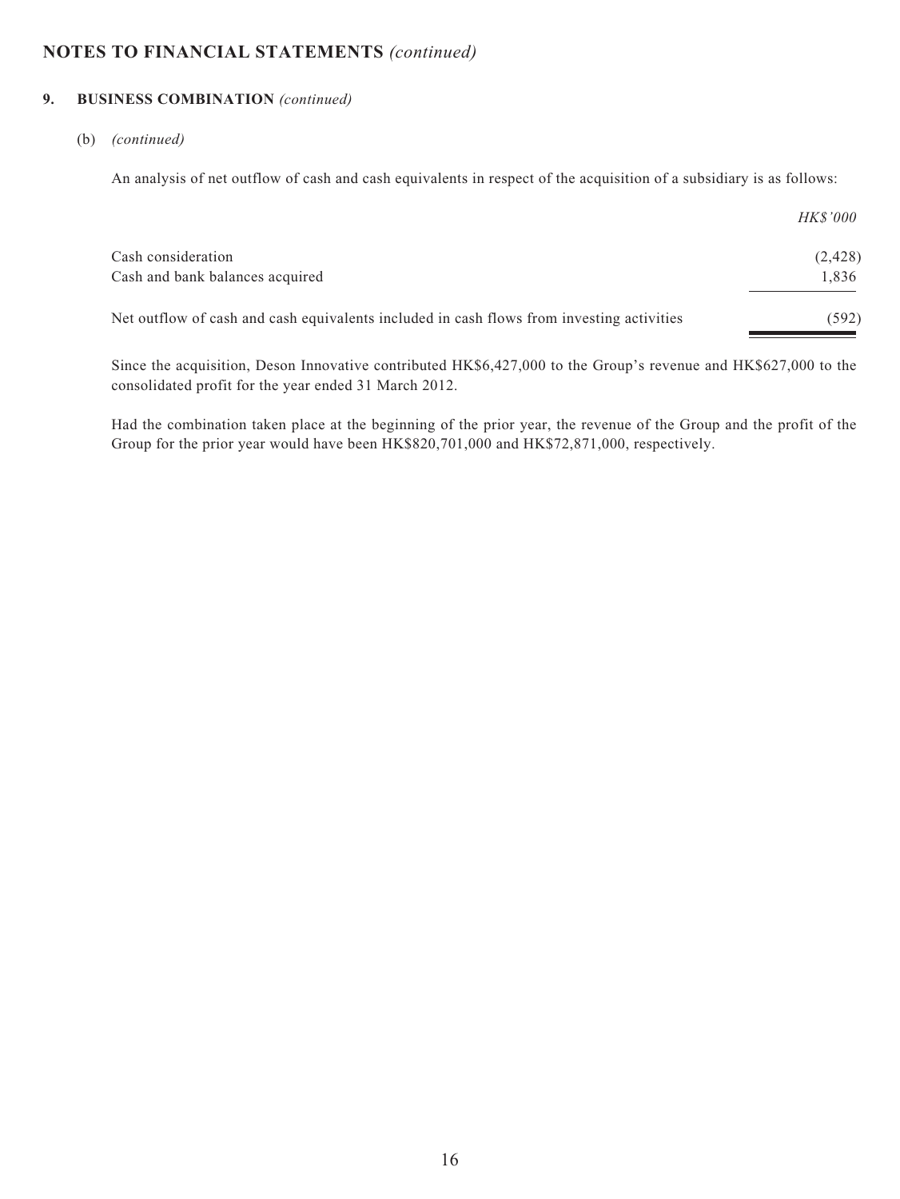# NOTES TO FINANCIAL STATEMENTS *(continued)*

## 9. BUSINESS COMBINATION *(continued)*

(b) *(continued)*

An analysis of net outflow of cash and cash equivalents in respect of the acquisition of a subsidiary is as follows:

| | *HK$'000* |
|---|---|
| Cash consideration | (2,428) |
| Cash and bank balances acquired | 1,836 |
| Net outflow of cash and cash equivalents included in cash flows from investing activities | (592) |

Since the acquisition, Deson Innovative contributed HK$6,427,000 to the Group's revenue and HK$627,000 to the consolidated profit for the year ended 31 March 2012.

Had the combination taken place at the beginning of the prior year, the revenue of the Group and the profit of the Group for the prior year would have been HK$820,701,000 and HK$72,871,000, respectively.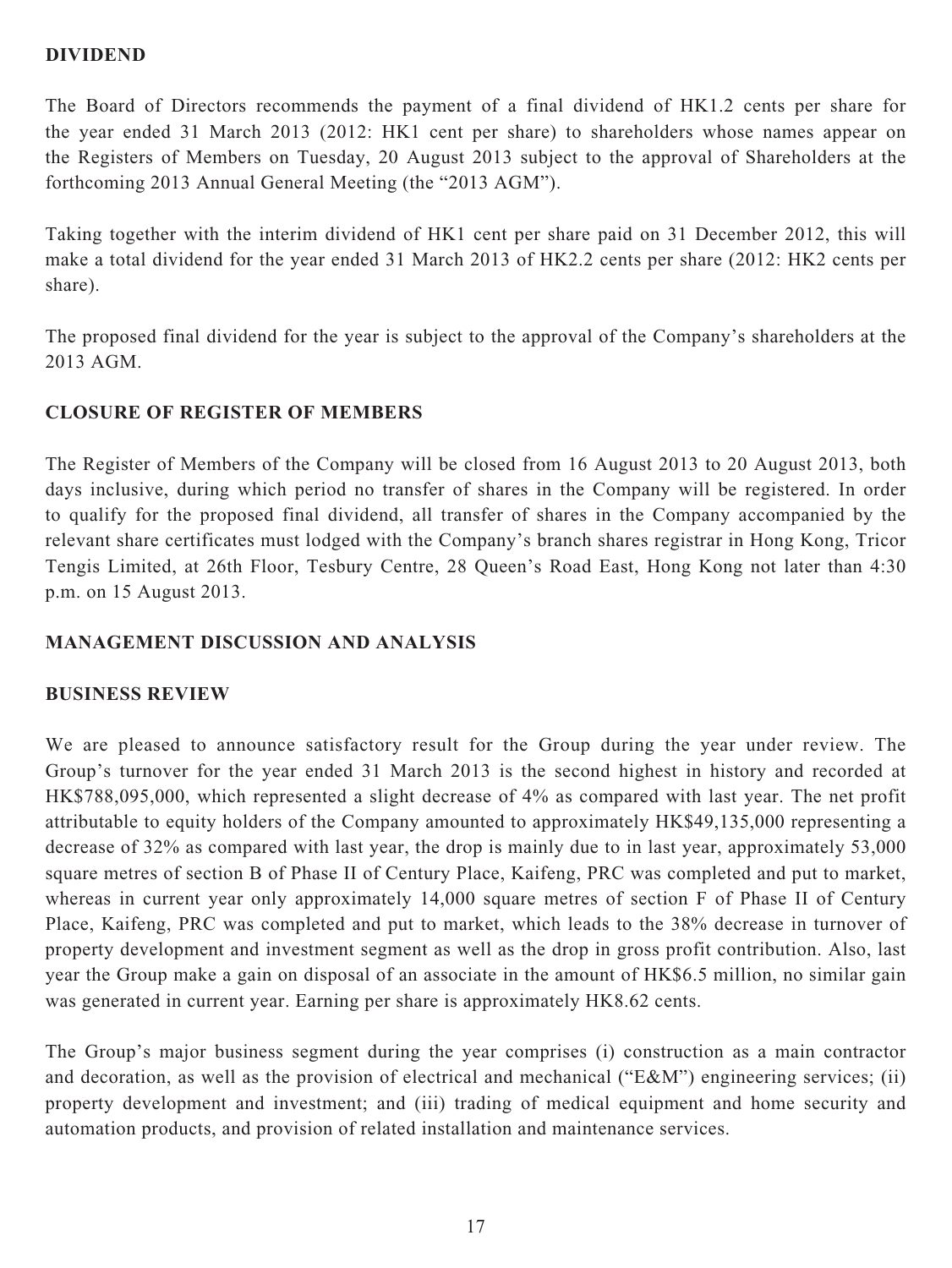## DIVIDEND

The Board of Directors recommends the payment of a final dividend of HK1.2 cents per share for the year ended 31 March 2013 (2012: HK1 cent per share) to shareholders whose names appear on the Registers of Members on Tuesday, 20 August 2013 subject to the approval of Shareholders at the forthcoming 2013 Annual General Meeting (the "2013 AGM").

Taking together with the interim dividend of HK1 cent per share paid on 31 December 2012, this will make a total dividend for the year ended 31 March 2013 of HK2.2 cents per share (2012: HK2 cents per share).

The proposed final dividend for the year is subject to the approval of the Company's shareholders at the 2013 AGM.

## CLOSURE OF REGISTER OF MEMBERS

The Register of Members of the Company will be closed from 16 August 2013 to 20 August 2013, both days inclusive, during which period no transfer of shares in the Company will be registered. In order to qualify for the proposed final dividend, all transfer of shares in the Company accompanied by the relevant share certificates must lodged with the Company's branch shares registrar in Hong Kong, Tricor Tengis Limited, at 26th Floor, Tesbury Centre, 28 Queen's Road East, Hong Kong not later than 4:30 p.m. on 15 August 2013.

## MANAGEMENT DISCUSSION AND ANALYSIS

### BUSINESS REVIEW

We are pleased to announce satisfactory result for the Group during the year under review. The Group's turnover for the year ended 31 March 2013 is the second highest in history and recorded at HK$788,095,000, which represented a slight decrease of 4% as compared with last year. The net profit attributable to equity holders of the Company amounted to approximately HK$49,135,000 representing a decrease of 32% as compared with last year, the drop is mainly due to in last year, approximately 53,000 square metres of section B of Phase II of Century Place, Kaifeng, PRC was completed and put to market, whereas in current year only approximately 14,000 square metres of section F of Phase II of Century Place, Kaifeng, PRC was completed and put to market, which leads to the 38% decrease in turnover of property development and investment segment as well as the drop in gross profit contribution. Also, last year the Group make a gain on disposal of an associate in the amount of HK$6.5 million, no similar gain was generated in current year. Earning per share is approximately HK8.62 cents.

The Group's major business segment during the year comprises (i) construction as a main contractor and decoration, as well as the provision of electrical and mechanical ("E&M") engineering services; (ii) property development and investment; and (iii) trading of medical equipment and home security and automation products, and provision of related installation and maintenance services.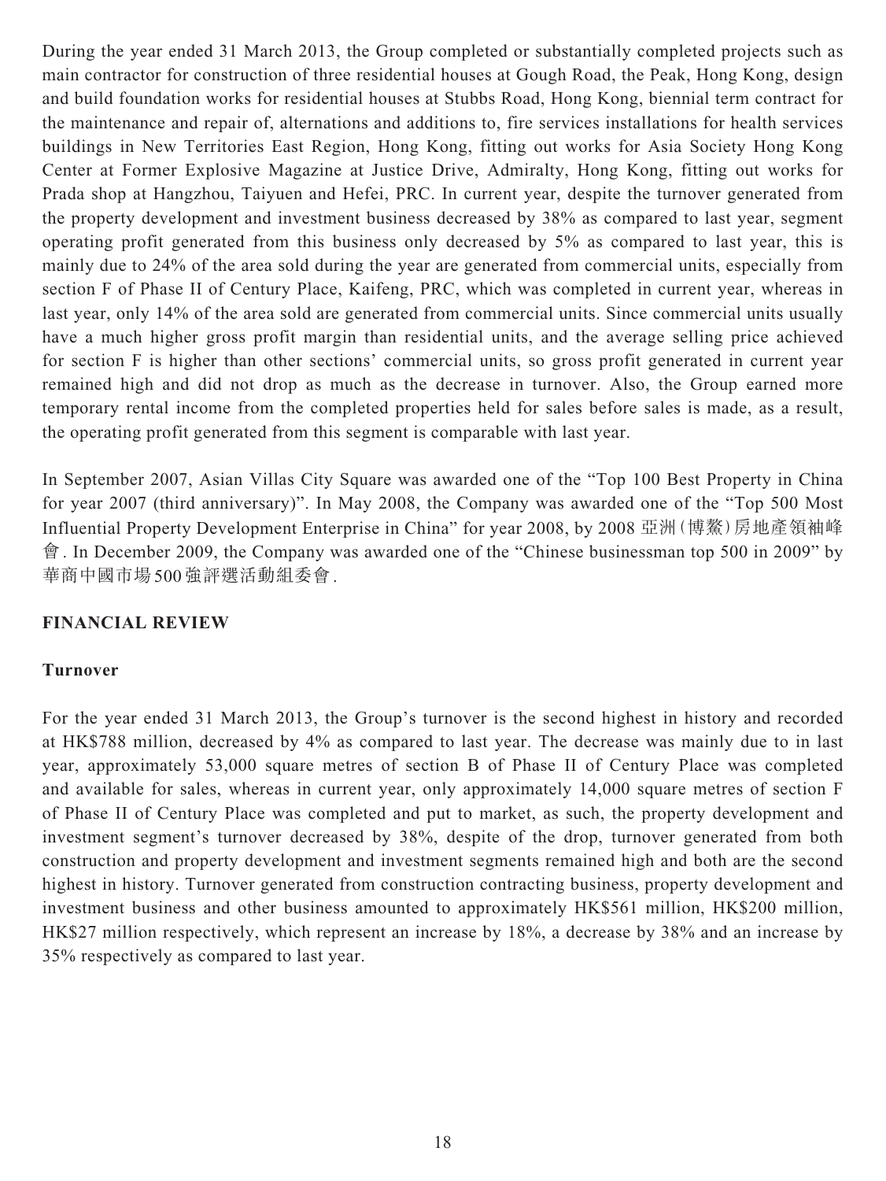During the year ended 31 March 2013, the Group completed or substantially completed projects such as main contractor for construction of three residential houses at Gough Road, the Peak, Hong Kong, design and build foundation works for residential houses at Stubbs Road, Hong Kong, biennial term contract for the maintenance and repair of, alternations and additions to, fire services installations for health services buildings in New Territories East Region, Hong Kong, fitting out works for Asia Society Hong Kong Center at Former Explosive Magazine at Justice Drive, Admiralty, Hong Kong, fitting out works for Prada shop at Hangzhou, Taiyuen and Hefei, PRC. In current year, despite the turnover generated from the property development and investment business decreased by 38% as compared to last year, segment operating profit generated from this business only decreased by 5% as compared to last year, this is mainly due to 24% of the area sold during the year are generated from commercial units, especially from section F of Phase II of Century Place, Kaifeng, PRC, which was completed in current year, whereas in last year, only 14% of the area sold are generated from commercial units. Since commercial units usually have a much higher gross profit margin than residential units, and the average selling price achieved for section F is higher than other sections' commercial units, so gross profit generated in current year remained high and did not drop as much as the decrease in turnover. Also, the Group earned more temporary rental income from the completed properties held for sales before sales is made, as a result, the operating profit generated from this segment is comparable with last year.

In September 2007, Asian Villas City Square was awarded one of the "Top 100 Best Property in China for year 2007 (third anniversary)". In May 2008, the Company was awarded one of the "Top 500 Most Influential Property Development Enterprise in China" for year 2008, by 2008 亞洲(博鰲)房地產領袖峰會. In December 2009, the Company was awarded one of the "Chinese businessman top 500 in 2009" by 華商中國市場500強評選活動組委會.

## FINANCIAL REVIEW

### Turnover

For the year ended 31 March 2013, the Group's turnover is the second highest in history and recorded at HK$788 million, decreased by 4% as compared to last year. The decrease was mainly due to in last year, approximately 53,000 square metres of section B of Phase II of Century Place was completed and available for sales, whereas in current year, only approximately 14,000 square metres of section F of Phase II of Century Place was completed and put to market, as such, the property development and investment segment's turnover decreased by 38%, despite of the drop, turnover generated from both construction and property development and investment segments remained high and both are the second highest in history. Turnover generated from construction contracting business, property development and investment business and other business amounted to approximately HK$561 million, HK$200 million, HK$27 million respectively, which represent an increase by 18%, a decrease by 38% and an increase by 35% respectively as compared to last year.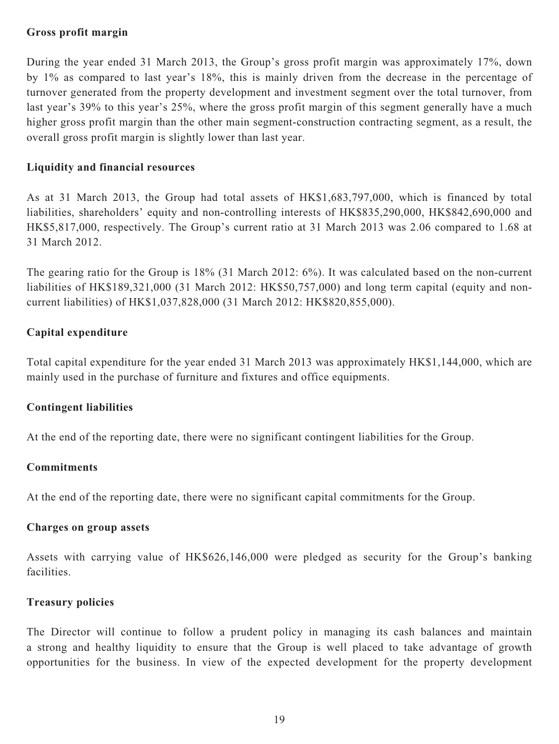**Gross profit margin**

During the year ended 31 March 2013, the Group's gross profit margin was approximately 17%, down by 1% as compared to last year's 18%, this is mainly driven from the decrease in the percentage of turnover generated from the property development and investment segment over the total turnover, from last year's 39% to this year's 25%, where the gross profit margin of this segment generally have a much higher gross profit margin than the other main segment-construction contracting segment, as a result, the overall gross profit margin is slightly lower than last year.

**Liquidity and financial resources**

As at 31 March 2013, the Group had total assets of HK$1,683,797,000, which is financed by total liabilities, shareholders' equity and non-controlling interests of HK$835,290,000, HK$842,690,000 and HK$5,817,000, respectively. The Group's current ratio at 31 March 2013 was 2.06 compared to 1.68 at 31 March 2012.

The gearing ratio for the Group is 18% (31 March 2012: 6%). It was calculated based on the non-current liabilities of HK$189,321,000 (31 March 2012: HK$50,757,000) and long term capital (equity and non-current liabilities) of HK$1,037,828,000 (31 March 2012: HK$820,855,000).

**Capital expenditure**

Total capital expenditure for the year ended 31 March 2013 was approximately HK$1,144,000, which are mainly used in the purchase of furniture and fixtures and office equipments.

**Contingent liabilities**

At the end of the reporting date, there were no significant contingent liabilities for the Group.

**Commitments**

At the end of the reporting date, there were no significant capital commitments for the Group.

**Charges on group assets**

Assets with carrying value of HK$626,146,000 were pledged as security for the Group's banking facilities.

**Treasury policies**

The Director will continue to follow a prudent policy in managing its cash balances and maintain a strong and healthy liquidity to ensure that the Group is well placed to take advantage of growth opportunities for the business. In view of the expected development for the property development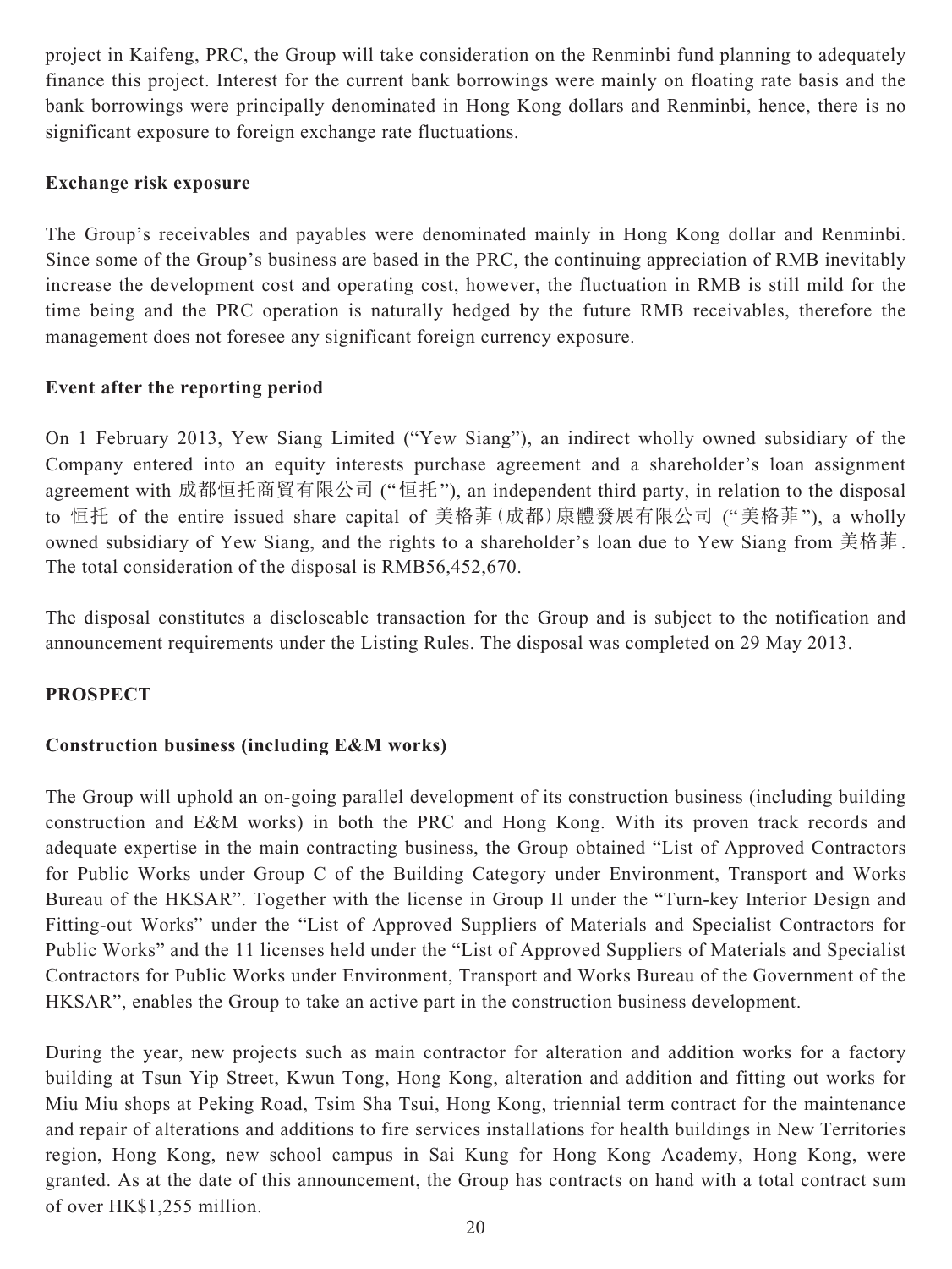project in Kaifeng, PRC, the Group will take consideration on the Renminbi fund planning to adequately finance this project. Interest for the current bank borrowings were mainly on floating rate basis and the bank borrowings were principally denominated in Hong Kong dollars and Renminbi, hence, there is no significant exposure to foreign exchange rate fluctuations.

**Exchange risk exposure**

The Group's receivables and payables were denominated mainly in Hong Kong dollar and Renminbi. Since some of the Group's business are based in the PRC, the continuing appreciation of RMB inevitably increase the development cost and operating cost, however, the fluctuation in RMB is still mild for the time being and the PRC operation is naturally hedged by the future RMB receivables, therefore the management does not foresee any significant foreign currency exposure.

**Event after the reporting period**

On 1 February 2013, Yew Siang Limited ("Yew Siang"), an indirect wholly owned subsidiary of the Company entered into an equity interests purchase agreement and a shareholder's loan assignment agreement with 成都恒托商貿有限公司 ("恒托"), an independent third party, in relation to the disposal to 恒托 of the entire issued share capital of 美格菲(成都)康體發展有限公司 ("美格菲"), a wholly owned subsidiary of Yew Siang, and the rights to a shareholder's loan due to Yew Siang from 美格菲. The total consideration of the disposal is RMB56,452,670.

The disposal constitutes a discloseable transaction for the Group and is subject to the notification and announcement requirements under the Listing Rules. The disposal was completed on 29 May 2013.

## PROSPECT

**Construction business (including E&M works)**

The Group will uphold an on-going parallel development of its construction business (including building construction and E&M works) in both the PRC and Hong Kong. With its proven track records and adequate expertise in the main contracting business, the Group obtained "List of Approved Contractors for Public Works under Group C of the Building Category under Environment, Transport and Works Bureau of the HKSAR". Together with the license in Group II under the "Turn-key Interior Design and Fitting-out Works" under the "List of Approved Suppliers of Materials and Specialist Contractors for Public Works" and the 11 licenses held under the "List of Approved Suppliers of Materials and Specialist Contractors for Public Works under Environment, Transport and Works Bureau of the Government of the HKSAR", enables the Group to take an active part in the construction business development.

During the year, new projects such as main contractor for alteration and addition works for a factory building at Tsun Yip Street, Kwun Tong, Hong Kong, alteration and addition and fitting out works for Miu Miu shops at Peking Road, Tsim Sha Tsui, Hong Kong, triennial term contract for the maintenance and repair of alterations and additions to fire services installations for health buildings in New Territories region, Hong Kong, new school campus in Sai Kung for Hong Kong Academy, Hong Kong, were granted. As at the date of this announcement, the Group has contracts on hand with a total contract sum of over HK$1,255 million.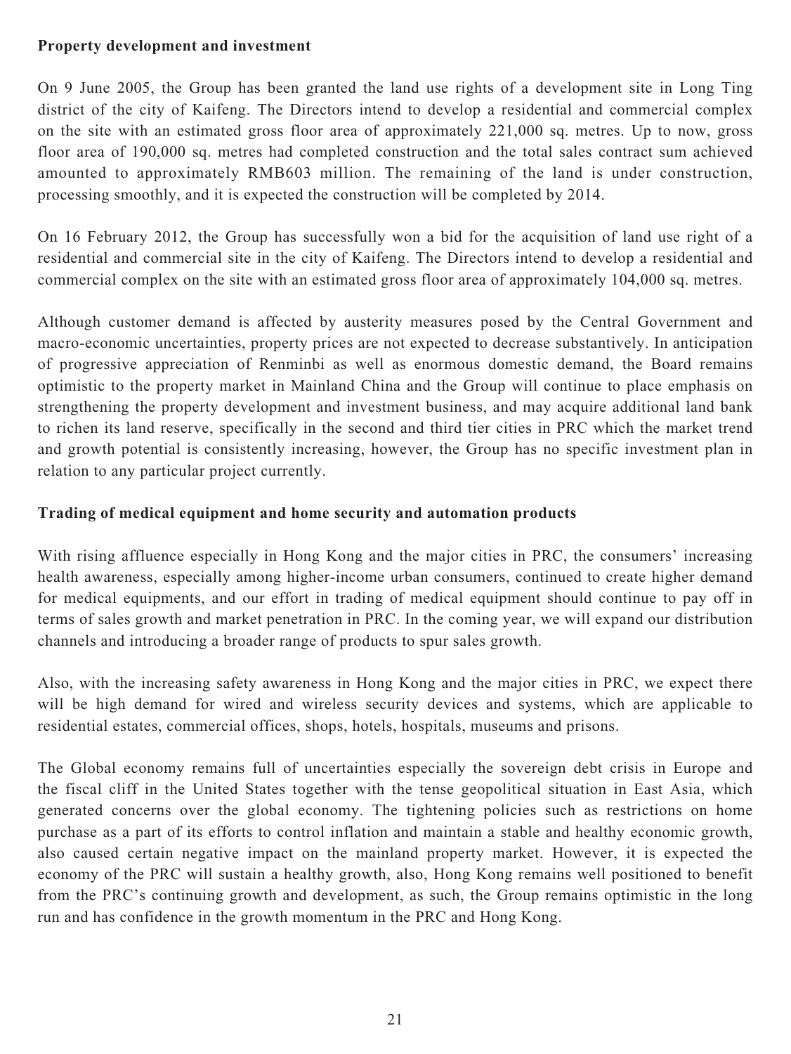**Property development and investment**

On 9 June 2005, the Group has been granted the land use rights of a development site in Long Ting district of the city of Kaifeng. The Directors intend to develop a residential and commercial complex on the site with an estimated gross floor area of approximately 221,000 sq. metres. Up to now, gross floor area of 190,000 sq. metres had completed construction and the total sales contract sum achieved amounted to approximately RMB603 million. The remaining of the land is under construction, processing smoothly, and it is expected the construction will be completed by 2014.

On 16 February 2012, the Group has successfully won a bid for the acquisition of land use right of a residential and commercial site in the city of Kaifeng. The Directors intend to develop a residential and commercial complex on the site with an estimated gross floor area of approximately 104,000 sq. metres.

Although customer demand is affected by austerity measures posed by the Central Government and macro-economic uncertainties, property prices are not expected to decrease substantively. In anticipation of progressive appreciation of Renminbi as well as enormous domestic demand, the Board remains optimistic to the property market in Mainland China and the Group will continue to place emphasis on strengthening the property development and investment business, and may acquire additional land bank to richen its land reserve, specifically in the second and third tier cities in PRC which the market trend and growth potential is consistently increasing, however, the Group has no specific investment plan in relation to any particular project currently.

**Trading of medical equipment and home security and automation products**

With rising affluence especially in Hong Kong and the major cities in PRC, the consumers' increasing health awareness, especially among higher-income urban consumers, continued to create higher demand for medical equipments, and our effort in trading of medical equipment should continue to pay off in terms of sales growth and market penetration in PRC. In the coming year, we will expand our distribution channels and introducing a broader range of products to spur sales growth.

Also, with the increasing safety awareness in Hong Kong and the major cities in PRC, we expect there will be high demand for wired and wireless security devices and systems, which are applicable to residential estates, commercial offices, shops, hotels, hospitals, museums and prisons.

The Global economy remains full of uncertainties especially the sovereign debt crisis in Europe and the fiscal cliff in the United States together with the tense geopolitical situation in East Asia, which generated concerns over the global economy. The tightening policies such as restrictions on home purchase as a part of its efforts to control inflation and maintain a stable and healthy economic growth, also caused certain negative impact on the mainland property market. However, it is expected the economy of the PRC will sustain a healthy growth, also, Hong Kong remains well positioned to benefit from the PRC's continuing growth and development, as such, the Group remains optimistic in the long run and has confidence in the growth momentum in the PRC and Hong Kong.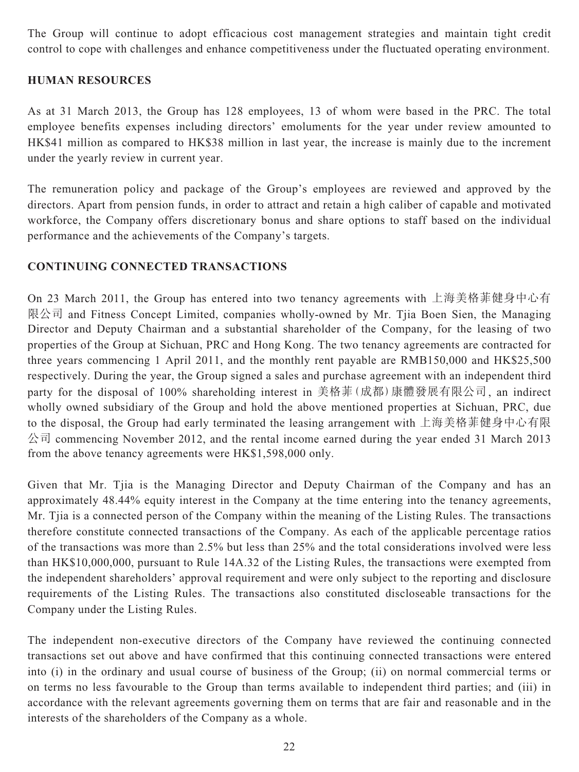The Group will continue to adopt efficacious cost management strategies and maintain tight credit control to cope with challenges and enhance competitiveness under the fluctuated operating environment.

## HUMAN RESOURCES

As at 31 March 2013, the Group has 128 employees, 13 of whom were based in the PRC. The total employee benefits expenses including directors' emoluments for the year under review amounted to HK$41 million as compared to HK$38 million in last year, the increase is mainly due to the increment under the yearly review in current year.

The remuneration policy and package of the Group's employees are reviewed and approved by the directors. Apart from pension funds, in order to attract and retain a high caliber of capable and motivated workforce, the Company offers discretionary bonus and share options to staff based on the individual performance and the achievements of the Company's targets.

## CONTINUING CONNECTED TRANSACTIONS

On 23 March 2011, the Group has entered into two tenancy agreements with 上海美格菲健身中心有限公司 and Fitness Concept Limited, companies wholly-owned by Mr. Tjia Boen Sien, the Managing Director and Deputy Chairman and a substantial shareholder of the Company, for the leasing of two properties of the Group at Sichuan, PRC and Hong Kong. The two tenancy agreements are contracted for three years commencing 1 April 2011, and the monthly rent payable are RMB150,000 and HK$25,500 respectively. During the year, the Group signed a sales and purchase agreement with an independent third party for the disposal of 100% shareholding interest in 美格菲(成都)康體發展有限公司, an indirect wholly owned subsidiary of the Group and hold the above mentioned properties at Sichuan, PRC, due to the disposal, the Group had early terminated the leasing arrangement with 上海美格菲健身中心有限公司 commencing November 2012, and the rental income earned during the year ended 31 March 2013 from the above tenancy agreements were HK$1,598,000 only.

Given that Mr. Tjia is the Managing Director and Deputy Chairman of the Company and has an approximately 48.44% equity interest in the Company at the time entering into the tenancy agreements, Mr. Tjia is a connected person of the Company within the meaning of the Listing Rules. The transactions therefore constitute connected transactions of the Company. As each of the applicable percentage ratios of the transactions was more than 2.5% but less than 25% and the total considerations involved were less than HK$10,000,000, pursuant to Rule 14A.32 of the Listing Rules, the transactions were exempted from the independent shareholders' approval requirement and were only subject to the reporting and disclosure requirements of the Listing Rules. The transactions also constituted discloseable transactions for the Company under the Listing Rules.

The independent non-executive directors of the Company have reviewed the continuing connected transactions set out above and have confirmed that this continuing connected transactions were entered into (i) in the ordinary and usual course of business of the Group; (ii) on normal commercial terms or on terms no less favourable to the Group than terms available to independent third parties; and (iii) in accordance with the relevant agreements governing them on terms that are fair and reasonable and in the interests of the shareholders of the Company as a whole.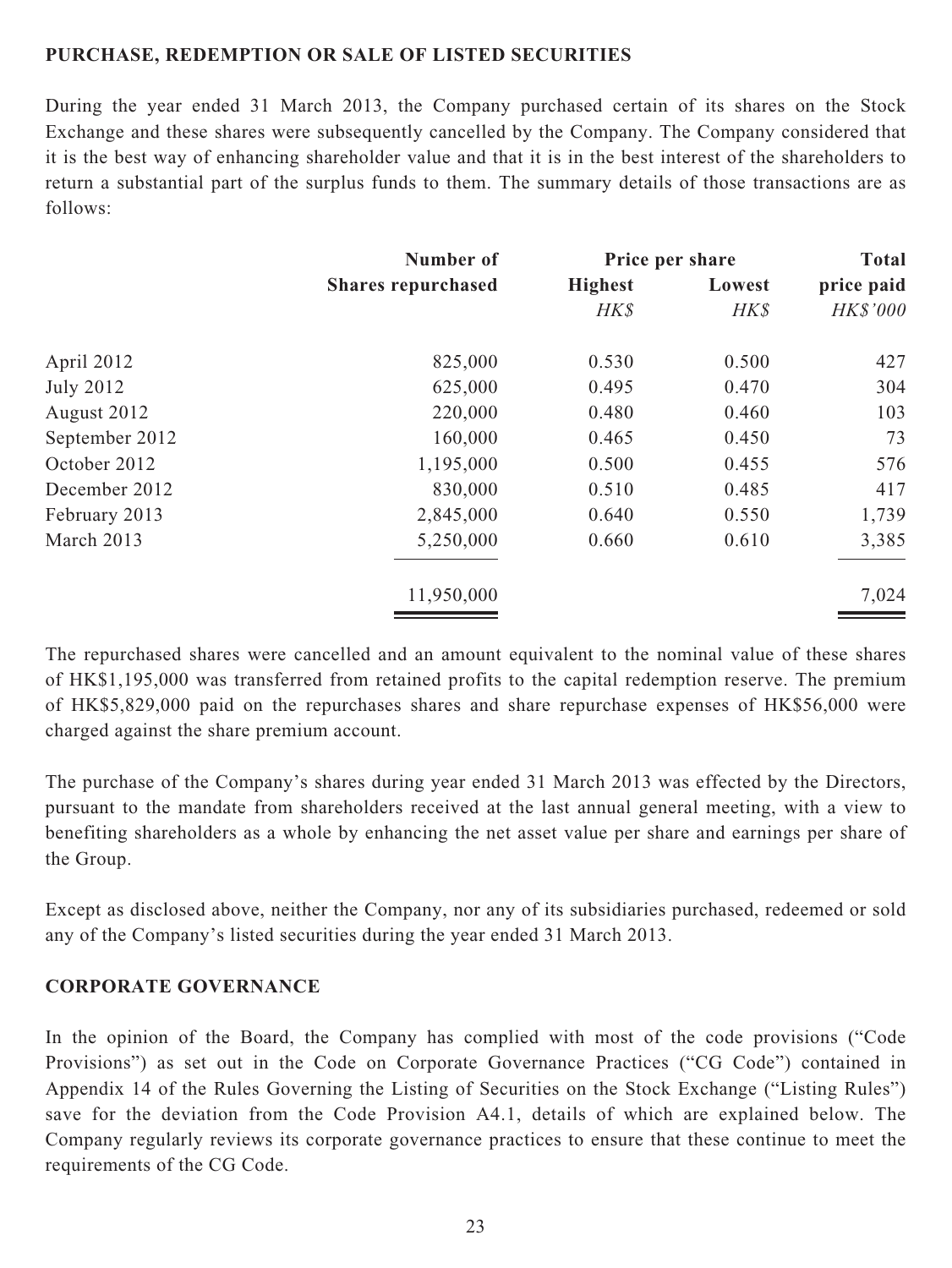**PURCHASE, REDEMPTION OR SALE OF LISTED SECURITIES**

During the year ended 31 March 2013, the Company purchased certain of its shares on the Stock Exchange and these shares were subsequently cancelled by the Company. The Company considered that it is the best way of enhancing shareholder value and that it is in the best interest of the shareholders to return a substantial part of the surplus funds to them. The summary details of those transactions are as follows:

| | Number of Shares repurchased | Price per share | | Total price paid |
|---|---|---|---|---|
| | | Highest | Lowest | |
| | | *HK$* | *HK$* | *HK$'000* |
| April 2012 | 825,000 | 0.530 | 0.500 | 427 |
| July 2012 | 625,000 | 0.495 | 0.470 | 304 |
| August 2012 | 220,000 | 0.480 | 0.460 | 103 |
| September 2012 | 160,000 | 0.465 | 0.450 | 73 |
| October 2012 | 1,195,000 | 0.500 | 0.455 | 576 |
| December 2012 | 830,000 | 0.510 | 0.485 | 417 |
| February 2013 | 2,845,000 | 0.640 | 0.550 | 1,739 |
| March 2013 | 5,250,000 | 0.660 | 0.610 | 3,385 |
| | 11,950,000 | | | 7,024 |

The repurchased shares were cancelled and an amount equivalent to the nominal value of these shares of HK$1,195,000 was transferred from retained profits to the capital redemption reserve. The premium of HK$5,829,000 paid on the repurchases shares and share repurchase expenses of HK$56,000 were charged against the share premium account.

The purchase of the Company's shares during year ended 31 March 2013 was effected by the Directors, pursuant to the mandate from shareholders received at the last annual general meeting, with a view to benefiting shareholders as a whole by enhancing the net asset value per share and earnings per share of the Group.

Except as disclosed above, neither the Company, nor any of its subsidiaries purchased, redeemed or sold any of the Company's listed securities during the year ended 31 March 2013.

**CORPORATE GOVERNANCE**

In the opinion of the Board, the Company has complied with most of the code provisions ("Code Provisions") as set out in the Code on Corporate Governance Practices ("CG Code") contained in Appendix 14 of the Rules Governing the Listing of Securities on the Stock Exchange ("Listing Rules") save for the deviation from the Code Provision A4.1, details of which are explained below. The Company regularly reviews its corporate governance practices to ensure that these continue to meet the requirements of the CG Code.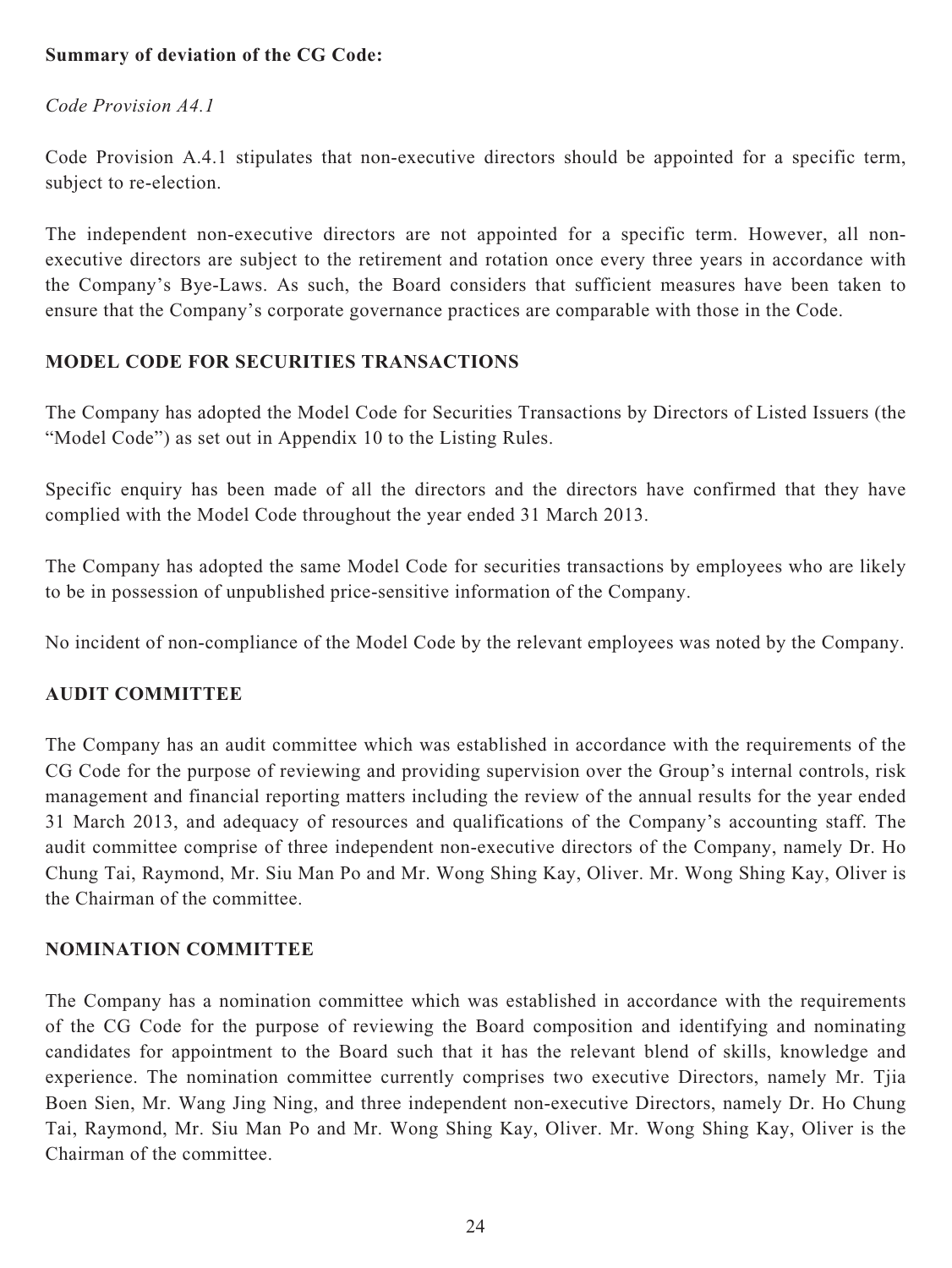**Summary of deviation of the CG Code:**

*Code Provision A4.1*

Code Provision A.4.1 stipulates that non-executive directors should be appointed for a specific term, subject to re-election.

The independent non-executive directors are not appointed for a specific term. However, all non-executive directors are subject to the retirement and rotation once every three years in accordance with the Company's Bye-Laws. As such, the Board considers that sufficient measures have been taken to ensure that the Company's corporate governance practices are comparable with those in the Code.

## MODEL CODE FOR SECURITIES TRANSACTIONS

The Company has adopted the Model Code for Securities Transactions by Directors of Listed Issuers (the "Model Code") as set out in Appendix 10 to the Listing Rules.

Specific enquiry has been made of all the directors and the directors have confirmed that they have complied with the Model Code throughout the year ended 31 March 2013.

The Company has adopted the same Model Code for securities transactions by employees who are likely to be in possession of unpublished price-sensitive information of the Company.

No incident of non-compliance of the Model Code by the relevant employees was noted by the Company.

## AUDIT COMMITTEE

The Company has an audit committee which was established in accordance with the requirements of the CG Code for the purpose of reviewing and providing supervision over the Group's internal controls, risk management and financial reporting matters including the review of the annual results for the year ended 31 March 2013, and adequacy of resources and qualifications of the Company's accounting staff. The audit committee comprise of three independent non-executive directors of the Company, namely Dr. Ho Chung Tai, Raymond, Mr. Siu Man Po and Mr. Wong Shing Kay, Oliver. Mr. Wong Shing Kay, Oliver is the Chairman of the committee.

## NOMINATION COMMITTEE

The Company has a nomination committee which was established in accordance with the requirements of the CG Code for the purpose of reviewing the Board composition and identifying and nominating candidates for appointment to the Board such that it has the relevant blend of skills, knowledge and experience. The nomination committee currently comprises two executive Directors, namely Mr. Tjia Boen Sien, Mr. Wang Jing Ning, and three independent non-executive Directors, namely Dr. Ho Chung Tai, Raymond, Mr. Siu Man Po and Mr. Wong Shing Kay, Oliver. Mr. Wong Shing Kay, Oliver is the Chairman of the committee.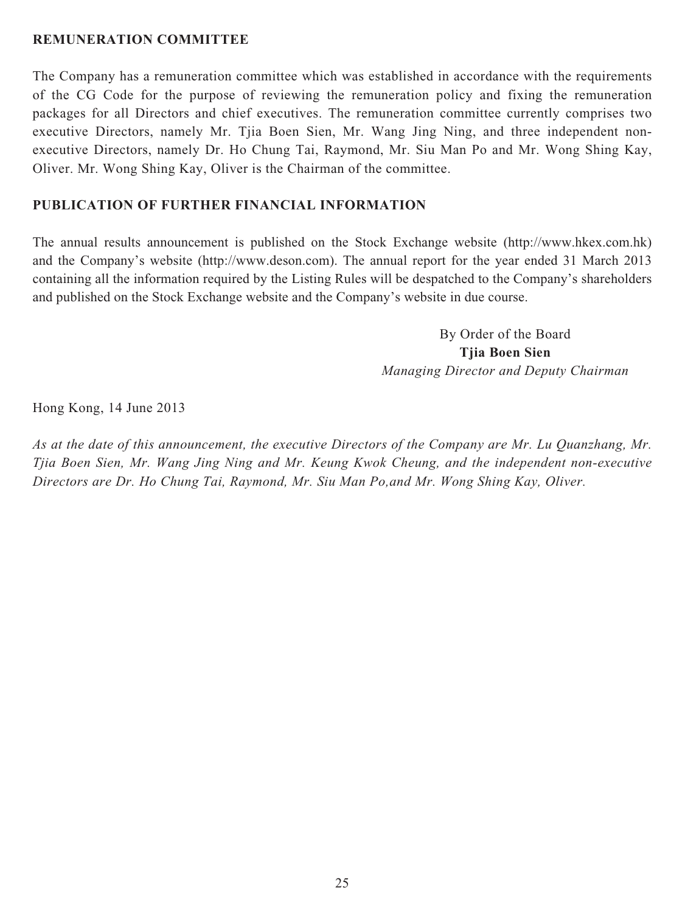## REMUNERATION COMMITTEE

The Company has a remuneration committee which was established in accordance with the requirements of the CG Code for the purpose of reviewing the remuneration policy and fixing the remuneration packages for all Directors and chief executives. The remuneration committee currently comprises two executive Directors, namely Mr. Tjia Boen Sien, Mr. Wang Jing Ning, and three independent non-executive Directors, namely Dr. Ho Chung Tai, Raymond, Mr. Siu Man Po and Mr. Wong Shing Kay, Oliver. Mr. Wong Shing Kay, Oliver is the Chairman of the committee.

## PUBLICATION OF FURTHER FINANCIAL INFORMATION

The annual results announcement is published on the Stock Exchange website (http://www.hkex.com.hk) and the Company's website (http://www.deson.com). The annual report for the year ended 31 March 2013 containing all the information required by the Listing Rules will be despatched to the Company's shareholders and published on the Stock Exchange website and the Company's website in due course.

By Order of the Board
**Tjia Boen Sien**
*Managing Director and Deputy Chairman*

Hong Kong, 14 June 2013

*As at the date of this announcement, the executive Directors of the Company are Mr. Lu Quanzhang, Mr. Tjia Boen Sien, Mr. Wang Jing Ning and Mr. Keung Kwok Cheung, and the independent non-executive Directors are Dr. Ho Chung Tai, Raymond, Mr. Siu Man Po,and Mr. Wong Shing Kay, Oliver.*